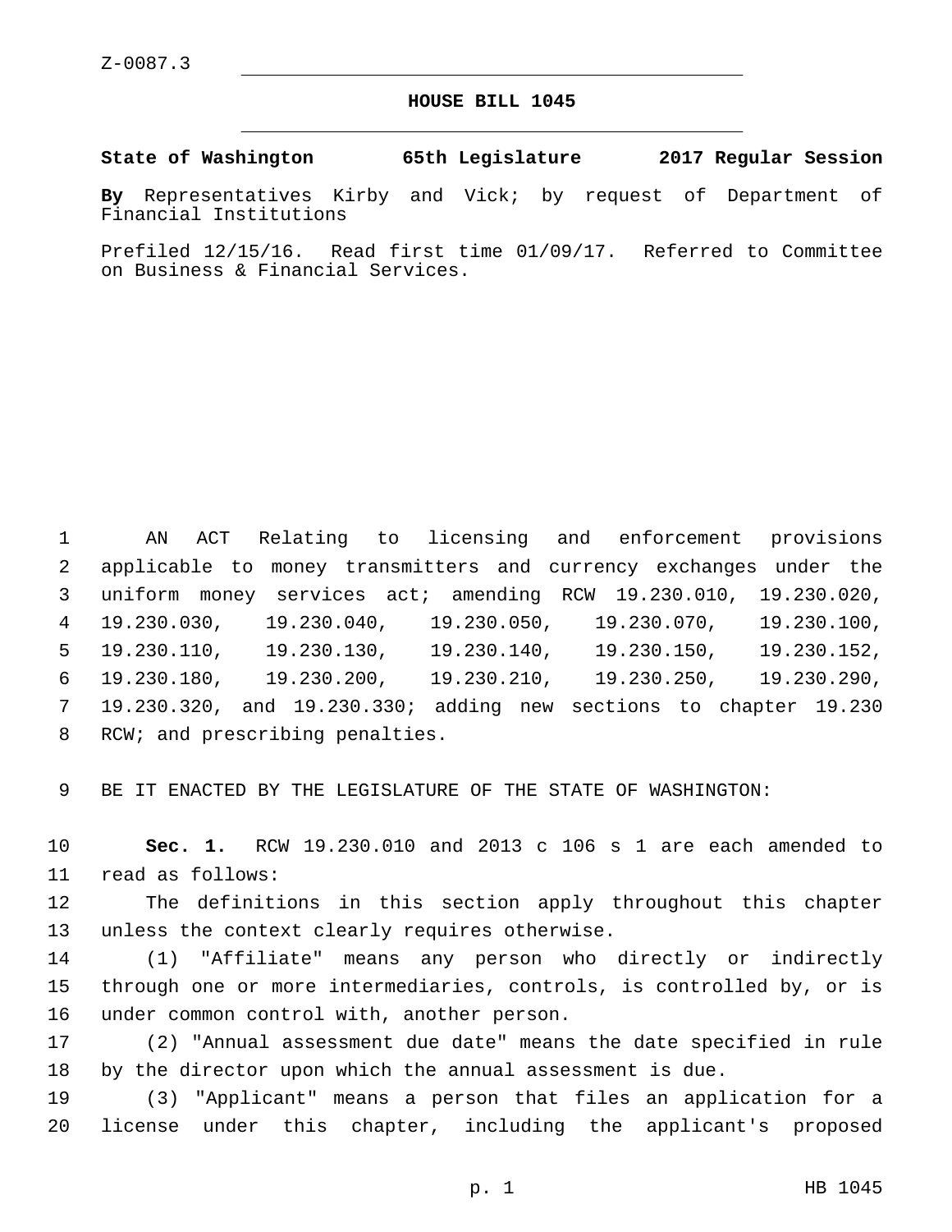Z-0087.3

# HOUSE BILL 1045

**State of Washington 65th Legislature 2017 Regular Session**

**By** Representatives Kirby and Vick; by request of Department of Financial Institutions

Prefiled 12/15/16. Read first time 01/09/17. Referred to Committee on Business & Financial Services.

AN ACT Relating to licensing and enforcement provisions applicable to money transmitters and currency exchanges under the uniform money services act; amending RCW 19.230.010, 19.230.020, 19.230.030, 19.230.040, 19.230.050, 19.230.070, 19.230.100, 19.230.110, 19.230.130, 19.230.140, 19.230.150, 19.230.152, 19.230.180, 19.230.200, 19.230.210, 19.230.250, 19.230.290, 19.230.320, and 19.230.330; adding new sections to chapter 19.230 RCW; and prescribing penalties.

BE IT ENACTED BY THE LEGISLATURE OF THE STATE OF WASHINGTON:

**Sec. 1.** RCW 19.230.010 and 2013 c 106 s 1 are each amended to read as follows:

The definitions in this section apply throughout this chapter unless the context clearly requires otherwise.

(1) "Affiliate" means any person who directly or indirectly through one or more intermediaries, controls, is controlled by, or is under common control with, another person.

(2) "Annual assessment due date" means the date specified in rule by the director upon which the annual assessment is due.

(3) "Applicant" means a person that files an application for a license under this chapter, including the applicant's proposed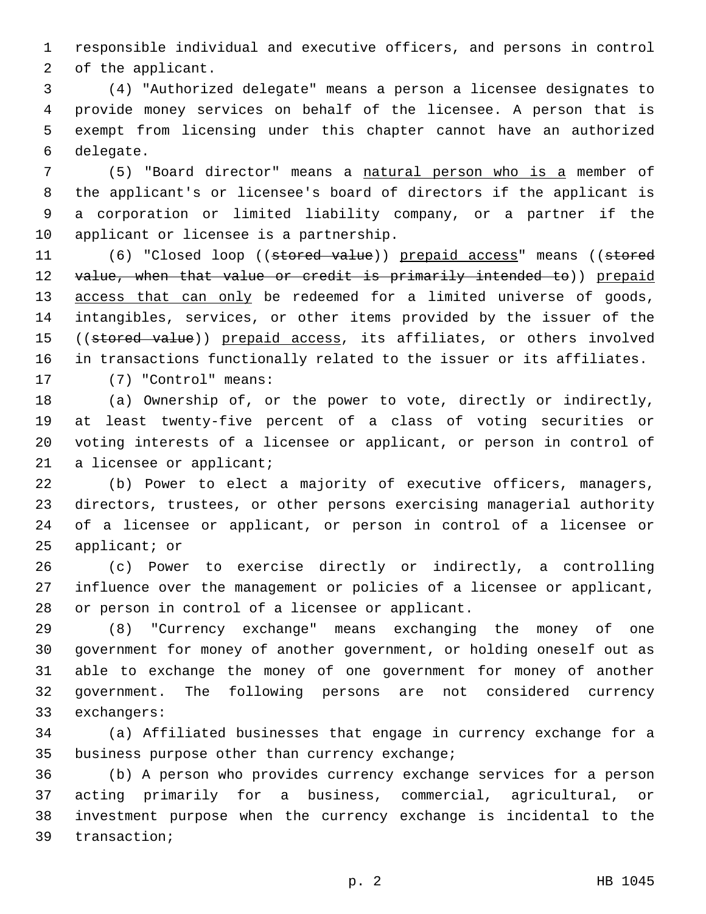responsible individual and executive officers, and persons in control of the applicant.

(4) "Authorized delegate" means a person a licensee designates to provide money services on behalf of the licensee. A person that is exempt from licensing under this chapter cannot have an authorized delegate.

(5) "Board director" means a natural person who is a member of the applicant's or licensee's board of directors if the applicant is a corporation or limited liability company, or a partner if the applicant or licensee is a partnership.

(6) "Closed loop ((~~stored value~~)) prepaid access" means ((~~stored value, when that value or credit is primarily intended to~~)) prepaid access that can only be redeemed for a limited universe of goods, intangibles, services, or other items provided by the issuer of the ((~~stored value~~)) prepaid access, its affiliates, or others involved in transactions functionally related to the issuer or its affiliates.

(7) "Control" means:

(a) Ownership of, or the power to vote, directly or indirectly, at least twenty-five percent of a class of voting securities or voting interests of a licensee or applicant, or person in control of a licensee or applicant;

(b) Power to elect a majority of executive officers, managers, directors, trustees, or other persons exercising managerial authority of a licensee or applicant, or person in control of a licensee or applicant; or

(c) Power to exercise directly or indirectly, a controlling influence over the management or policies of a licensee or applicant, or person in control of a licensee or applicant.

(8) "Currency exchange" means exchanging the money of one government for money of another government, or holding oneself out as able to exchange the money of one government for money of another government. The following persons are not considered currency exchangers:

(a) Affiliated businesses that engage in currency exchange for a business purpose other than currency exchange;

(b) A person who provides currency exchange services for a person acting primarily for a business, commercial, agricultural, or investment purpose when the currency exchange is incidental to the transaction;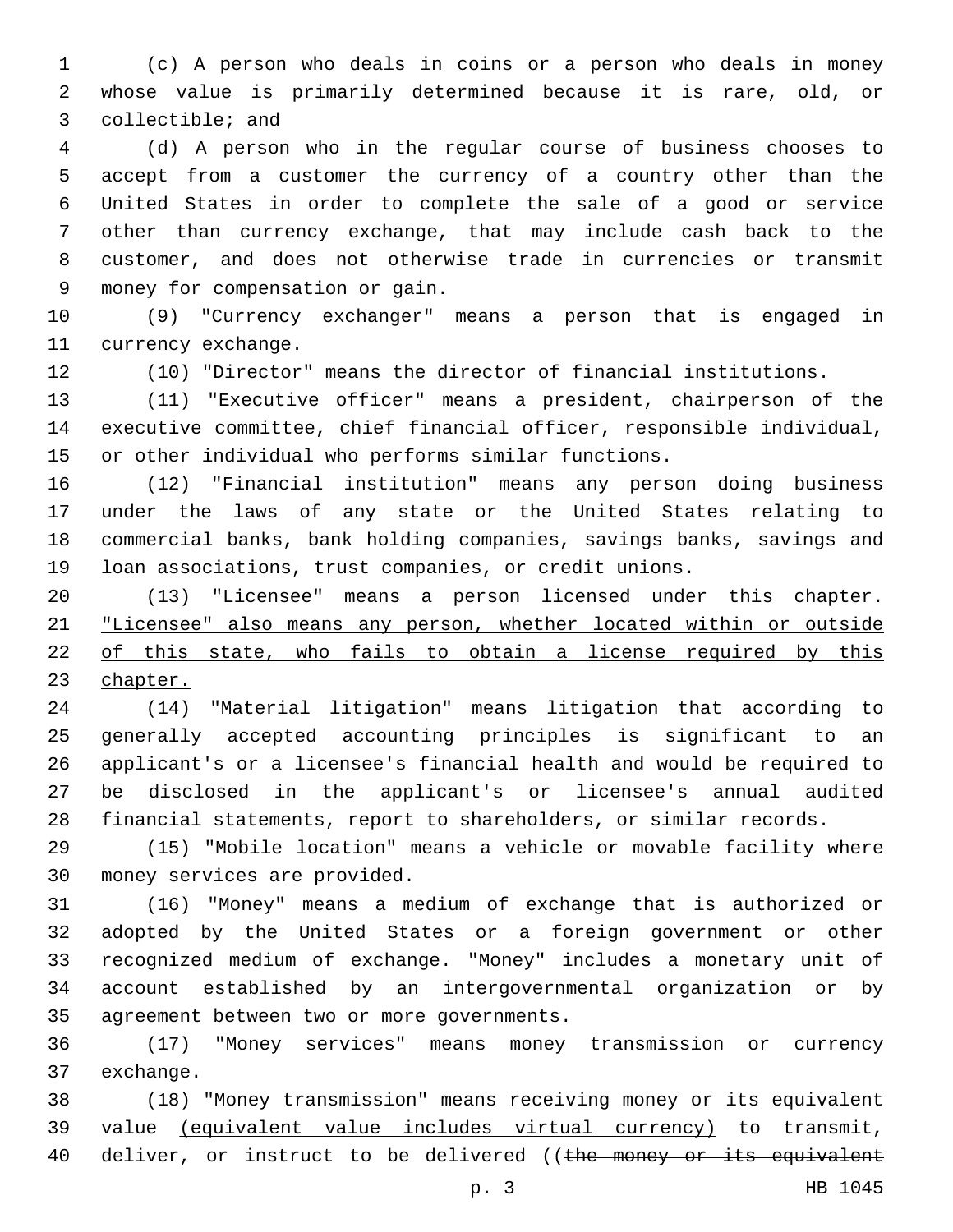(c) A person who deals in coins or a person who deals in money whose value is primarily determined because it is rare, old, or collectible; and

(d) A person who in the regular course of business chooses to accept from a customer the currency of a country other than the United States in order to complete the sale of a good or service other than currency exchange, that may include cash back to the customer, and does not otherwise trade in currencies or transmit money for compensation or gain.

(9) "Currency exchanger" means a person that is engaged in currency exchange.

(10) "Director" means the director of financial institutions.

(11) "Executive officer" means a president, chairperson of the executive committee, chief financial officer, responsible individual, or other individual who performs similar functions.

(12) "Financial institution" means any person doing business under the laws of any state or the United States relating to commercial banks, bank holding companies, savings banks, savings and loan associations, trust companies, or credit unions.

(13) "Licensee" means a person licensed under this chapter. <u>"Licensee" also means any person, whether located within or outside of this state, who fails to obtain a license required by this chapter.</u>

(14) "Material litigation" means litigation that according to generally accepted accounting principles is significant to an applicant's or a licensee's financial health and would be required to be disclosed in the applicant's or licensee's annual audited financial statements, report to shareholders, or similar records.

(15) "Mobile location" means a vehicle or movable facility where money services are provided.

(16) "Money" means a medium of exchange that is authorized or adopted by the United States or a foreign government or other recognized medium of exchange. "Money" includes a monetary unit of account established by an intergovernmental organization or by agreement between two or more governments.

(17) "Money services" means money transmission or currency exchange.

(18) "Money transmission" means receiving money or its equivalent value <u>(equivalent value includes virtual currency)</u> to transmit, deliver, or instruct to be delivered ((~~the money or its equivalent~~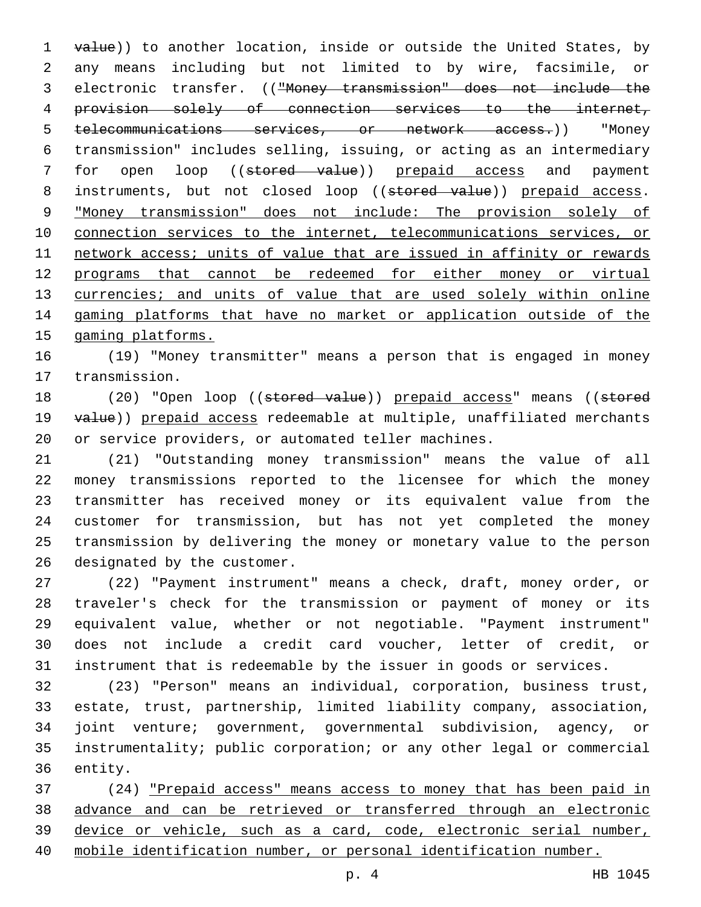value)) to another location, inside or outside the United States, by any means including but not limited to by wire, facsimile, or electronic transfer. (("Money transmission" does not include the provision solely of connection services to the internet, telecommunications services, or network access.)) "Money transmission" includes selling, issuing, or acting as an intermediary for open loop ((stored value)) prepaid access and payment instruments, but not closed loop ((stored value)) prepaid access. "Money transmission" does not include: The provision solely of connection services to the internet, telecommunications services, or network access; units of value that are issued in affinity or rewards programs that cannot be redeemed for either money or virtual currencies; and units of value that are used solely within online gaming platforms that have no market or application outside of the gaming platforms.

(19) "Money transmitter" means a person that is engaged in money transmission.

(20) "Open loop ((stored value)) prepaid access" means ((stored value)) prepaid access redeemable at multiple, unaffiliated merchants or service providers, or automated teller machines.

(21) "Outstanding money transmission" means the value of all money transmissions reported to the licensee for which the money transmitter has received money or its equivalent value from the customer for transmission, but has not yet completed the money transmission by delivering the money or monetary value to the person designated by the customer.

(22) "Payment instrument" means a check, draft, money order, or traveler's check for the transmission or payment of money or its equivalent value, whether or not negotiable. "Payment instrument" does not include a credit card voucher, letter of credit, or instrument that is redeemable by the issuer in goods or services.

(23) "Person" means an individual, corporation, business trust, estate, trust, partnership, limited liability company, association, joint venture; government, governmental subdivision, agency, or instrumentality; public corporation; or any other legal or commercial entity.

(24) "Prepaid access" means access to money that has been paid in advance and can be retrieved or transferred through an electronic device or vehicle, such as a card, code, electronic serial number, mobile identification number, or personal identification number.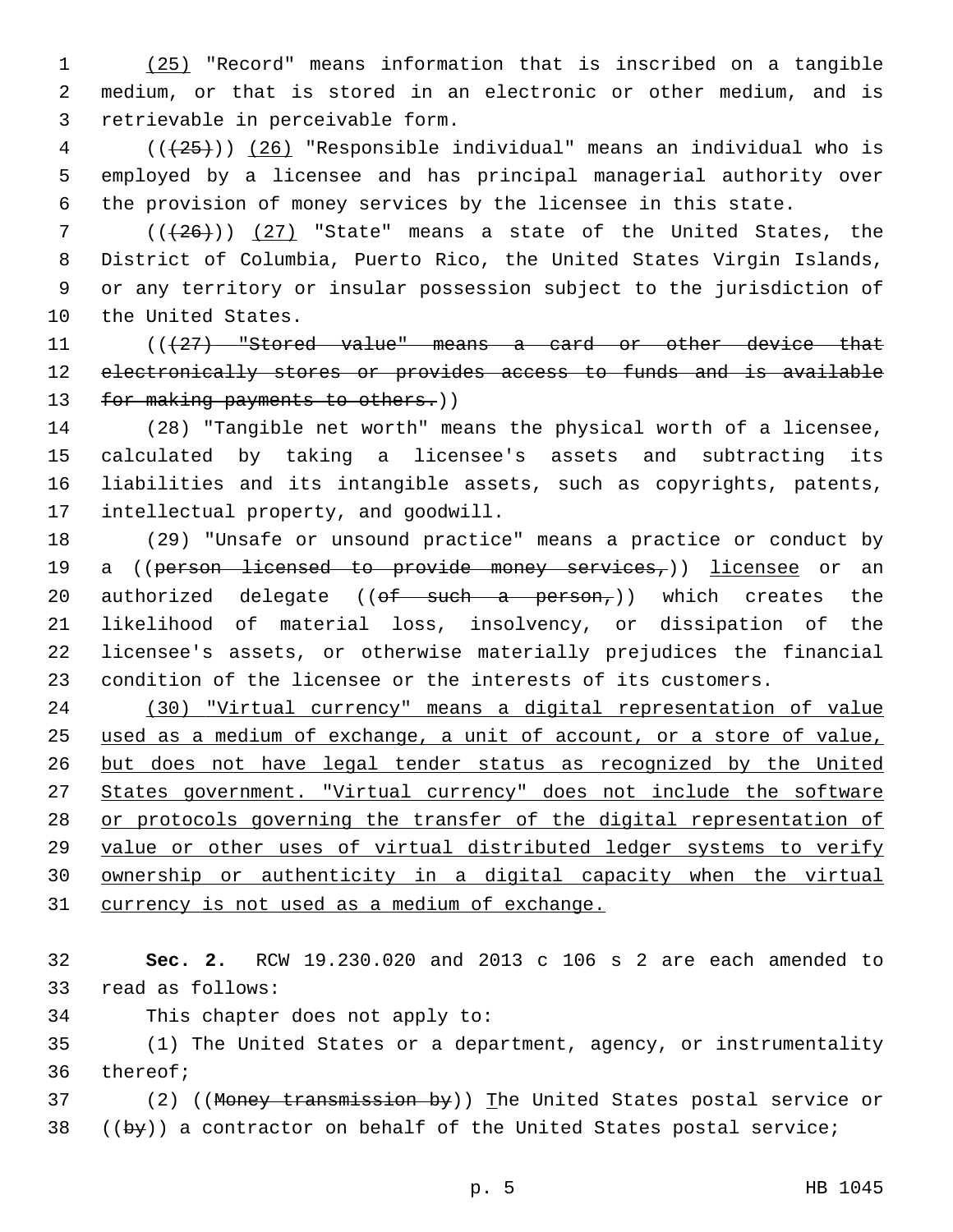(25) "Record" means information that is inscribed on a tangible medium, or that is stored in an electronic or other medium, and is retrievable in perceivable form.

(((25))) (26) "Responsible individual" means an individual who is employed by a licensee and has principal managerial authority over the provision of money services by the licensee in this state.

(((26))) (27) "State" means a state of the United States, the District of Columbia, Puerto Rico, the United States Virgin Islands, or any territory or insular possession subject to the jurisdiction of the United States.

(((27) "Stored value" means a card or other device that electronically stores or provides access to funds and is available for making payments to others.))

(28) "Tangible net worth" means the physical worth of a licensee, calculated by taking a licensee's assets and subtracting its liabilities and its intangible assets, such as copyrights, patents, intellectual property, and goodwill.

(29) "Unsafe or unsound practice" means a practice or conduct by a ((person licensed to provide money services,)) licensee or an authorized delegate ((of such a person,)) which creates the likelihood of material loss, insolvency, or dissipation of the licensee's assets, or otherwise materially prejudices the financial condition of the licensee or the interests of its customers.

(30) "Virtual currency" means a digital representation of value used as a medium of exchange, a unit of account, or a store of value, but does not have legal tender status as recognized by the United States government. "Virtual currency" does not include the software or protocols governing the transfer of the digital representation of value or other uses of virtual distributed ledger systems to verify ownership or authenticity in a digital capacity when the virtual currency is not used as a medium of exchange.

**Sec. 2.** RCW 19.230.020 and 2013 c 106 s 2 are each amended to read as follows:

This chapter does not apply to:

(1) The United States or a department, agency, or instrumentality thereof;

(2) ((Money transmission by)) The United States postal service or ((by)) a contractor on behalf of the United States postal service;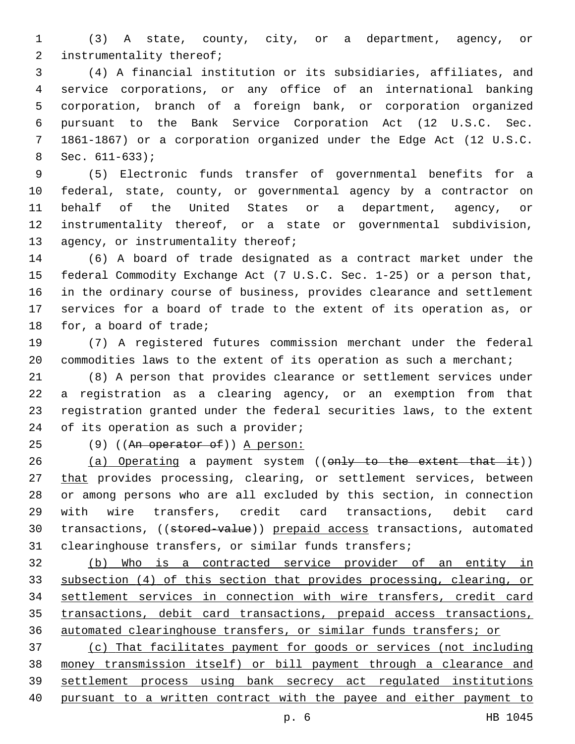(3) A state, county, city, or a department, agency, or instrumentality thereof;

(4) A financial institution or its subsidiaries, affiliates, and service corporations, or any office of an international banking corporation, branch of a foreign bank, or corporation organized pursuant to the Bank Service Corporation Act (12 U.S.C. Sec. 1861-1867) or a corporation organized under the Edge Act (12 U.S.C. Sec. 611-633);

(5) Electronic funds transfer of governmental benefits for a federal, state, county, or governmental agency by a contractor on behalf of the United States or a department, agency, or instrumentality thereof, or a state or governmental subdivision, agency, or instrumentality thereof;

(6) A board of trade designated as a contract market under the federal Commodity Exchange Act (7 U.S.C. Sec. 1-25) or a person that, in the ordinary course of business, provides clearance and settlement services for a board of trade to the extent of its operation as, or for, a board of trade;

(7) A registered futures commission merchant under the federal commodities laws to the extent of its operation as such a merchant;

(8) A person that provides clearance or settlement services under a registration as a clearing agency, or an exemption from that registration granted under the federal securities laws, to the extent of its operation as such a provider;

(9) ((~~An operator of~~)) <u>A person:</u>

<u>(a) Operating</u> a payment system ((~~only to the extent that it~~)) <u>that</u> provides processing, clearing, or settlement services, between or among persons who are all excluded by this section, in connection with wire transfers, credit card transactions, debit card transactions, ((~~stored-value~~)) <u>prepaid access</u> transactions, automated clearinghouse transfers, or similar funds transfers;

<u>(b) Who is a contracted service provider of an entity in subsection (4) of this section that provides processing, clearing, or settlement services in connection with wire transfers, credit card transactions, debit card transactions, prepaid access transactions, automated clearinghouse transfers, or similar funds transfers; or</u>

<u>(c) That facilitates payment for goods or services (not including money transmission itself) or bill payment through a clearance and settlement process using bank secrecy act regulated institutions pursuant to a written contract with the payee and either payment to</u>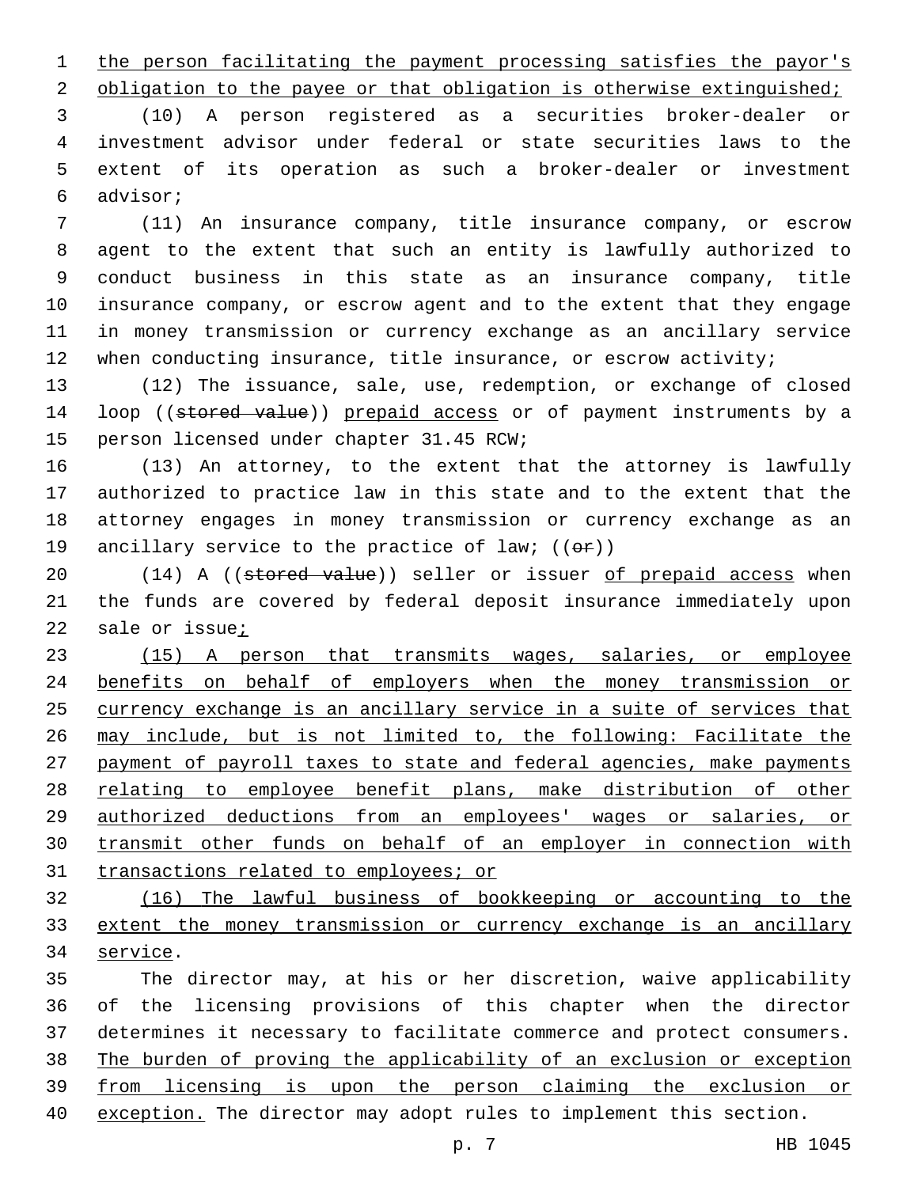the person facilitating the payment processing satisfies the payor's obligation to the payee or that obligation is otherwise extinguished;

(10) A person registered as a securities broker-dealer or investment advisor under federal or state securities laws to the extent of its operation as such a broker-dealer or investment advisor;

(11) An insurance company, title insurance company, or escrow agent to the extent that such an entity is lawfully authorized to conduct business in this state as an insurance company, title insurance company, or escrow agent and to the extent that they engage in money transmission or currency exchange as an ancillary service when conducting insurance, title insurance, or escrow activity;

(12) The issuance, sale, use, redemption, or exchange of closed loop ((~~stored value~~)) prepaid access or of payment instruments by a person licensed under chapter 31.45 RCW;

(13) An attorney, to the extent that the attorney is lawfully authorized to practice law in this state and to the extent that the attorney engages in money transmission or currency exchange as an ancillary service to the practice of law; ((~~or~~))

(14) A ((~~stored value~~)) seller or issuer of prepaid access when the funds are covered by federal deposit insurance immediately upon sale or issue;

(15) A person that transmits wages, salaries, or employee benefits on behalf of employers when the money transmission or currency exchange is an ancillary service in a suite of services that may include, but is not limited to, the following: Facilitate the payment of payroll taxes to state and federal agencies, make payments relating to employee benefit plans, make distribution of other authorized deductions from an employees' wages or salaries, or transmit other funds on behalf of an employer in connection with transactions related to employees; or

(16) The lawful business of bookkeeping or accounting to the extent the money transmission or currency exchange is an ancillary service.

The director may, at his or her discretion, waive applicability of the licensing provisions of this chapter when the director determines it necessary to facilitate commerce and protect consumers. The burden of proving the applicability of an exclusion or exception from licensing is upon the person claiming the exclusion or exception. The director may adopt rules to implement this section.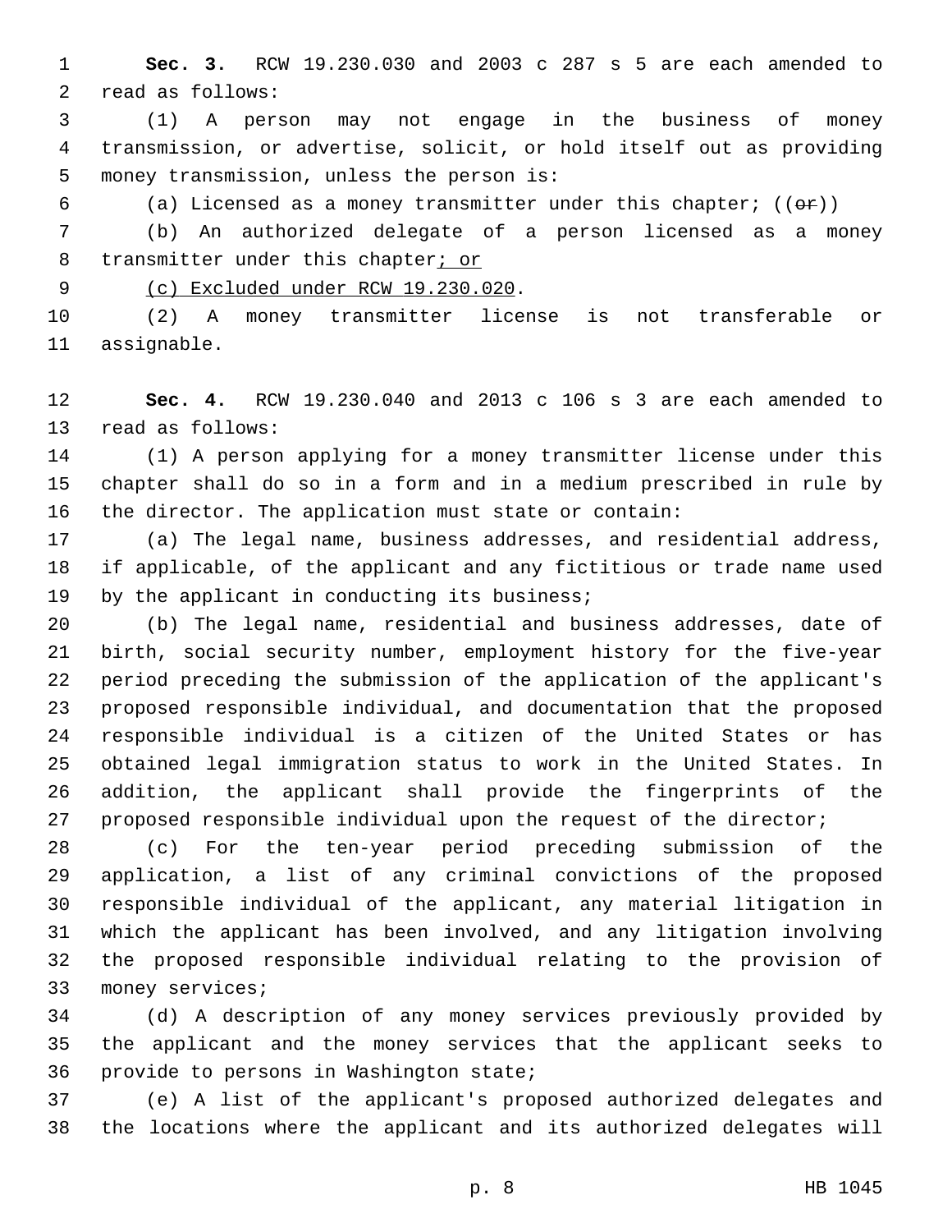**Sec. 3.** RCW 19.230.030 and 2003 c 287 s 5 are each amended to read as follows:

(1) A person may not engage in the business of money transmission, or advertise, solicit, or hold itself out as providing money transmission, unless the person is:

(a) Licensed as a money transmitter under this chapter; ((~~or~~))

(b) An authorized delegate of a person licensed as a money transmitter under this chapter<u>; or</u>

<u>(c) Excluded under RCW 19.230.020</u>.

(2) A money transmitter license is not transferable or assignable.

**Sec. 4.** RCW 19.230.040 and 2013 c 106 s 3 are each amended to read as follows:

(1) A person applying for a money transmitter license under this chapter shall do so in a form and in a medium prescribed in rule by the director. The application must state or contain:

(a) The legal name, business addresses, and residential address, if applicable, of the applicant and any fictitious or trade name used by the applicant in conducting its business;

(b) The legal name, residential and business addresses, date of birth, social security number, employment history for the five-year period preceding the submission of the application of the applicant's proposed responsible individual, and documentation that the proposed responsible individual is a citizen of the United States or has obtained legal immigration status to work in the United States. In addition, the applicant shall provide the fingerprints of the proposed responsible individual upon the request of the director;

(c) For the ten-year period preceding submission of the application, a list of any criminal convictions of the proposed responsible individual of the applicant, any material litigation in which the applicant has been involved, and any litigation involving the proposed responsible individual relating to the provision of money services;

(d) A description of any money services previously provided by the applicant and the money services that the applicant seeks to provide to persons in Washington state;

(e) A list of the applicant's proposed authorized delegates and the locations where the applicant and its authorized delegates will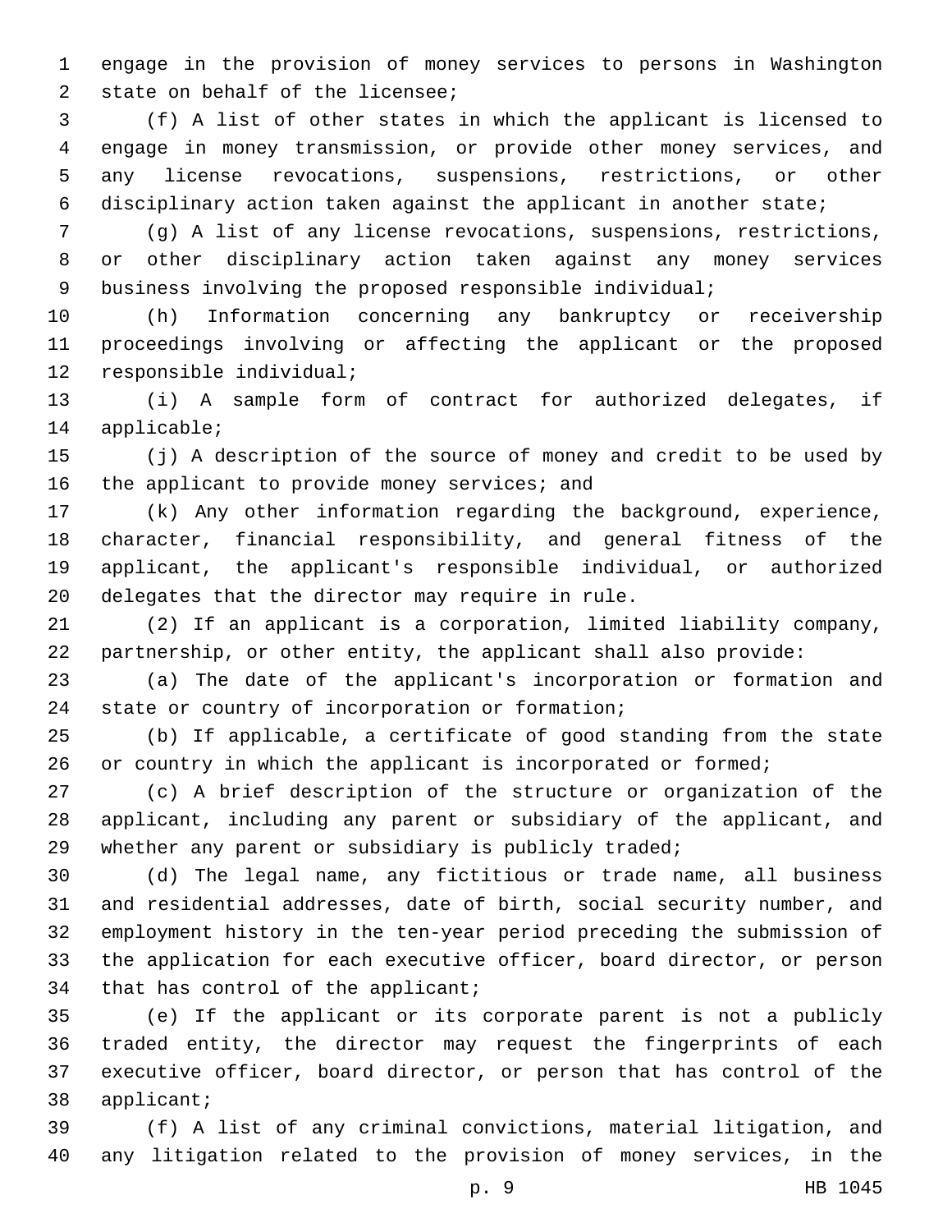engage in the provision of money services to persons in Washington state on behalf of the licensee;

(f) A list of other states in which the applicant is licensed to engage in money transmission, or provide other money services, and any license revocations, suspensions, restrictions, or other disciplinary action taken against the applicant in another state;

(g) A list of any license revocations, suspensions, restrictions, or other disciplinary action taken against any money services business involving the proposed responsible individual;

(h) Information concerning any bankruptcy or receivership proceedings involving or affecting the applicant or the proposed responsible individual;

(i) A sample form of contract for authorized delegates, if applicable;

(j) A description of the source of money and credit to be used by the applicant to provide money services; and

(k) Any other information regarding the background, experience, character, financial responsibility, and general fitness of the applicant, the applicant's responsible individual, or authorized delegates that the director may require in rule.

(2) If an applicant is a corporation, limited liability company, partnership, or other entity, the applicant shall also provide:

(a) The date of the applicant's incorporation or formation and state or country of incorporation or formation;

(b) If applicable, a certificate of good standing from the state or country in which the applicant is incorporated or formed;

(c) A brief description of the structure or organization of the applicant, including any parent or subsidiary of the applicant, and whether any parent or subsidiary is publicly traded;

(d) The legal name, any fictitious or trade name, all business and residential addresses, date of birth, social security number, and employment history in the ten-year period preceding the submission of the application for each executive officer, board director, or person that has control of the applicant;

(e) If the applicant or its corporate parent is not a publicly traded entity, the director may request the fingerprints of each executive officer, board director, or person that has control of the applicant;

(f) A list of any criminal convictions, material litigation, and any litigation related to the provision of money services, in the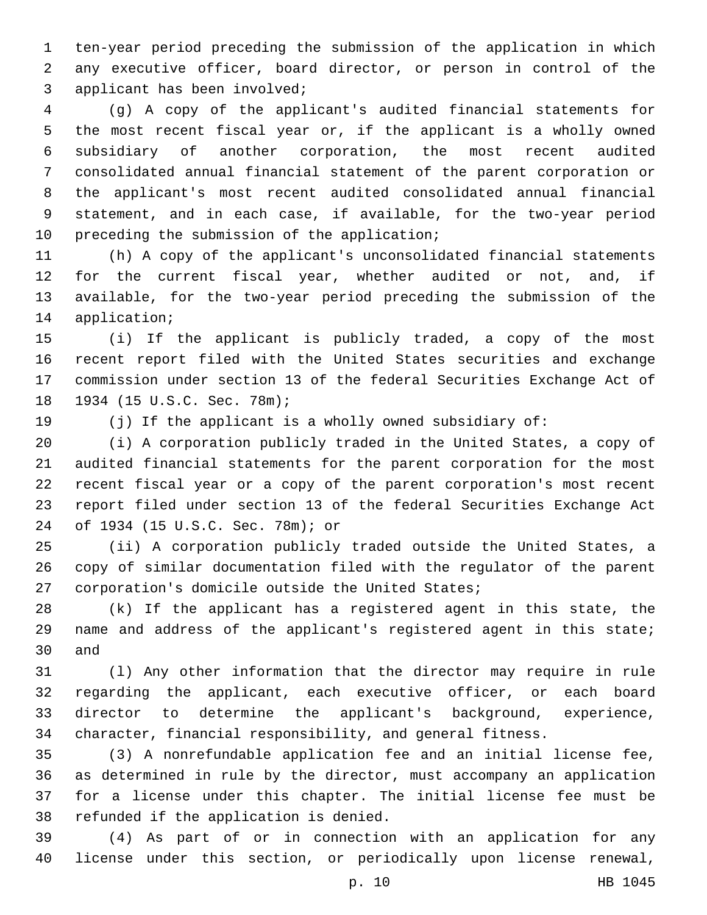ten-year period preceding the submission of the application in which any executive officer, board director, or person in control of the applicant has been involved;

(g) A copy of the applicant's audited financial statements for the most recent fiscal year or, if the applicant is a wholly owned subsidiary of another corporation, the most recent audited consolidated annual financial statement of the parent corporation or the applicant's most recent audited consolidated annual financial statement, and in each case, if available, for the two-year period preceding the submission of the application;

(h) A copy of the applicant's unconsolidated financial statements for the current fiscal year, whether audited or not, and, if available, for the two-year period preceding the submission of the application;

(i) If the applicant is publicly traded, a copy of the most recent report filed with the United States securities and exchange commission under section 13 of the federal Securities Exchange Act of 1934 (15 U.S.C. Sec. 78m);

(j) If the applicant is a wholly owned subsidiary of:

(i) A corporation publicly traded in the United States, a copy of audited financial statements for the parent corporation for the most recent fiscal year or a copy of the parent corporation's most recent report filed under section 13 of the federal Securities Exchange Act of 1934 (15 U.S.C. Sec. 78m); or

(ii) A corporation publicly traded outside the United States, a copy of similar documentation filed with the regulator of the parent corporation's domicile outside the United States;

(k) If the applicant has a registered agent in this state, the name and address of the applicant's registered agent in this state; and

(l) Any other information that the director may require in rule regarding the applicant, each executive officer, or each board director to determine the applicant's background, experience, character, financial responsibility, and general fitness.

(3) A nonrefundable application fee and an initial license fee, as determined in rule by the director, must accompany an application for a license under this chapter. The initial license fee must be refunded if the application is denied.

(4) As part of or in connection with an application for any license under this section, or periodically upon license renewal,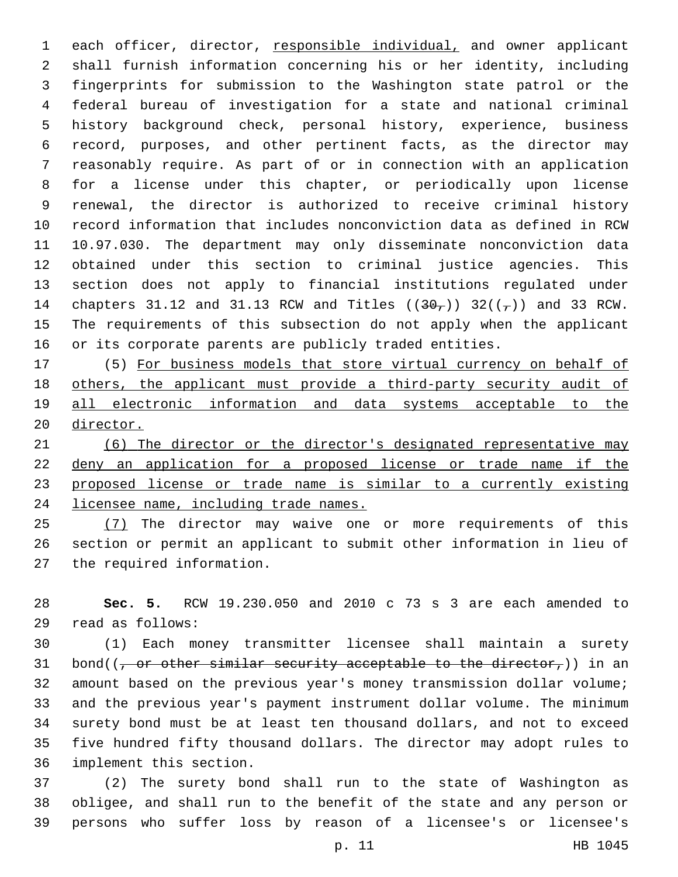each officer, director, responsible individual, and owner applicant shall furnish information concerning his or her identity, including fingerprints for submission to the Washington state patrol or the federal bureau of investigation for a state and national criminal history background check, personal history, experience, business record, purposes, and other pertinent facts, as the director may reasonably require. As part of or in connection with an application for a license under this chapter, or periodically upon license renewal, the director is authorized to receive criminal history record information that includes nonconviction data as defined in RCW 10.97.030. The department may only disseminate nonconviction data obtained under this section to criminal justice agencies. This section does not apply to financial institutions regulated under chapters 31.12 and 31.13 RCW and Titles ((~~30,~~)) 32((~~,~~)) and 33 RCW. The requirements of this subsection do not apply when the applicant or its corporate parents are publicly traded entities.

(5) For business models that store virtual currency on behalf of others, the applicant must provide a third-party security audit of all electronic information and data systems acceptable to the director.

(6) The director or the director's designated representative may deny an application for a proposed license or trade name if the proposed license or trade name is similar to a currently existing licensee name, including trade names.

(7) The director may waive one or more requirements of this section or permit an applicant to submit other information in lieu of the required information.

**Sec. 5.** RCW 19.230.050 and 2010 c 73 s 3 are each amended to read as follows:

(1) Each money transmitter licensee shall maintain a surety bond((~~, or other similar security acceptable to the director,~~)) in an amount based on the previous year's money transmission dollar volume; and the previous year's payment instrument dollar volume. The minimum surety bond must be at least ten thousand dollars, and not to exceed five hundred fifty thousand dollars. The director may adopt rules to implement this section.

(2) The surety bond shall run to the state of Washington as obligee, and shall run to the benefit of the state and any person or persons who suffer loss by reason of a licensee's or licensee's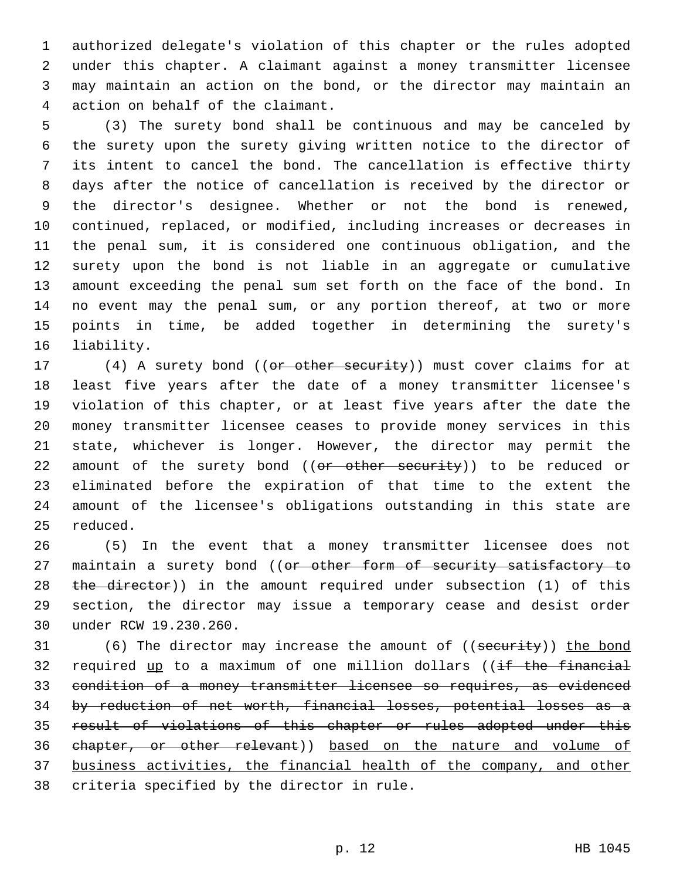authorized delegate's violation of this chapter or the rules adopted under this chapter. A claimant against a money transmitter licensee may maintain an action on the bond, or the director may maintain an action on behalf of the claimant.

(3) The surety bond shall be continuous and may be canceled by the surety upon the surety giving written notice to the director of its intent to cancel the bond. The cancellation is effective thirty days after the notice of cancellation is received by the director or the director's designee. Whether or not the bond is renewed, continued, replaced, or modified, including increases or decreases in the penal sum, it is considered one continuous obligation, and the surety upon the bond is not liable in an aggregate or cumulative amount exceeding the penal sum set forth on the face of the bond. In no event may the penal sum, or any portion thereof, at two or more points in time, be added together in determining the surety's liability.

(4) A surety bond ((~~or other security~~)) must cover claims for at least five years after the date of a money transmitter licensee's violation of this chapter, or at least five years after the date the money transmitter licensee ceases to provide money services in this state, whichever is longer. However, the director may permit the amount of the surety bond ((~~or other security~~)) to be reduced or eliminated before the expiration of that time to the extent the amount of the licensee's obligations outstanding in this state are reduced.

(5) In the event that a money transmitter licensee does not maintain a surety bond ((~~or other form of security satisfactory to the director~~)) in the amount required under subsection (1) of this section, the director may issue a temporary cease and desist order under RCW 19.230.260.

(6) The director may increase the amount of ((~~security~~)) <u>the bond</u> required <u>up</u> to a maximum of one million dollars ((~~if the financial condition of a money transmitter licensee so requires, as evidenced by reduction of net worth, financial losses, potential losses as a result of violations of this chapter or rules adopted under this chapter, or other relevant~~)) <u>based on the nature and volume of business activities, the financial health of the company, and other</u> criteria specified by the director in rule.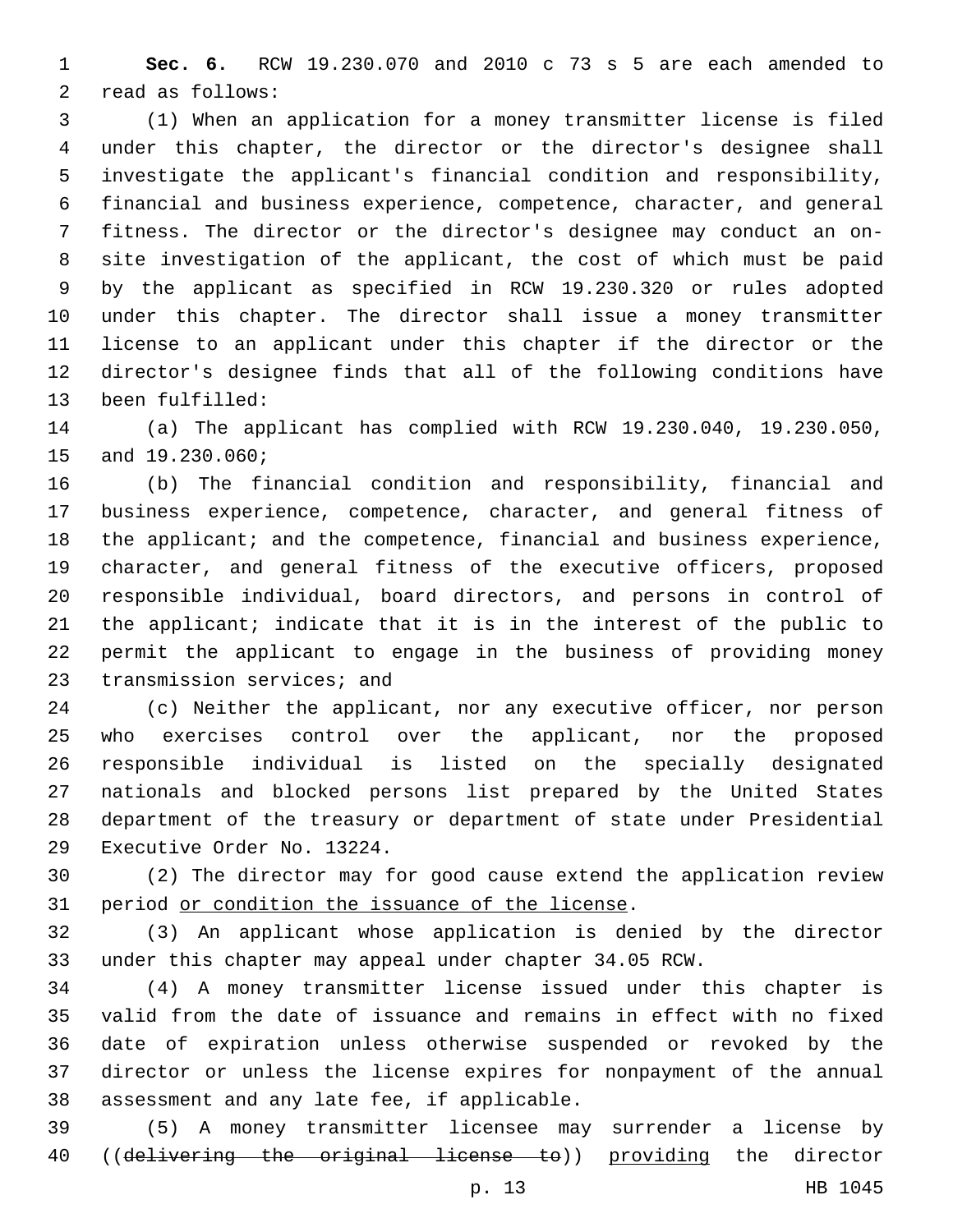**Sec. 6.** RCW 19.230.070 and 2010 c 73 s 5 are each amended to read as follows:

(1) When an application for a money transmitter license is filed under this chapter, the director or the director's designee shall investigate the applicant's financial condition and responsibility, financial and business experience, competence, character, and general fitness. The director or the director's designee may conduct an on-site investigation of the applicant, the cost of which must be paid by the applicant as specified in RCW 19.230.320 or rules adopted under this chapter. The director shall issue a money transmitter license to an applicant under this chapter if the director or the director's designee finds that all of the following conditions have been fulfilled:

(a) The applicant has complied with RCW 19.230.040, 19.230.050, and 19.230.060;

(b) The financial condition and responsibility, financial and business experience, competence, character, and general fitness of the applicant; and the competence, financial and business experience, character, and general fitness of the executive officers, proposed responsible individual, board directors, and persons in control of the applicant; indicate that it is in the interest of the public to permit the applicant to engage in the business of providing money transmission services; and

(c) Neither the applicant, nor any executive officer, nor person who exercises control over the applicant, nor the proposed responsible individual is listed on the specially designated nationals and blocked persons list prepared by the United States department of the treasury or department of state under Presidential Executive Order No. 13224.

(2) The director may for good cause extend the application review period <u>or condition the issuance of the license</u>.

(3) An applicant whose application is denied by the director under this chapter may appeal under chapter 34.05 RCW.

(4) A money transmitter license issued under this chapter is valid from the date of issuance and remains in effect with no fixed date of expiration unless otherwise suspended or revoked by the director or unless the license expires for nonpayment of the annual assessment and any late fee, if applicable.

(5) A money transmitter licensee may surrender a license by ((~~delivering the original license to~~)) <u>providing</u> the director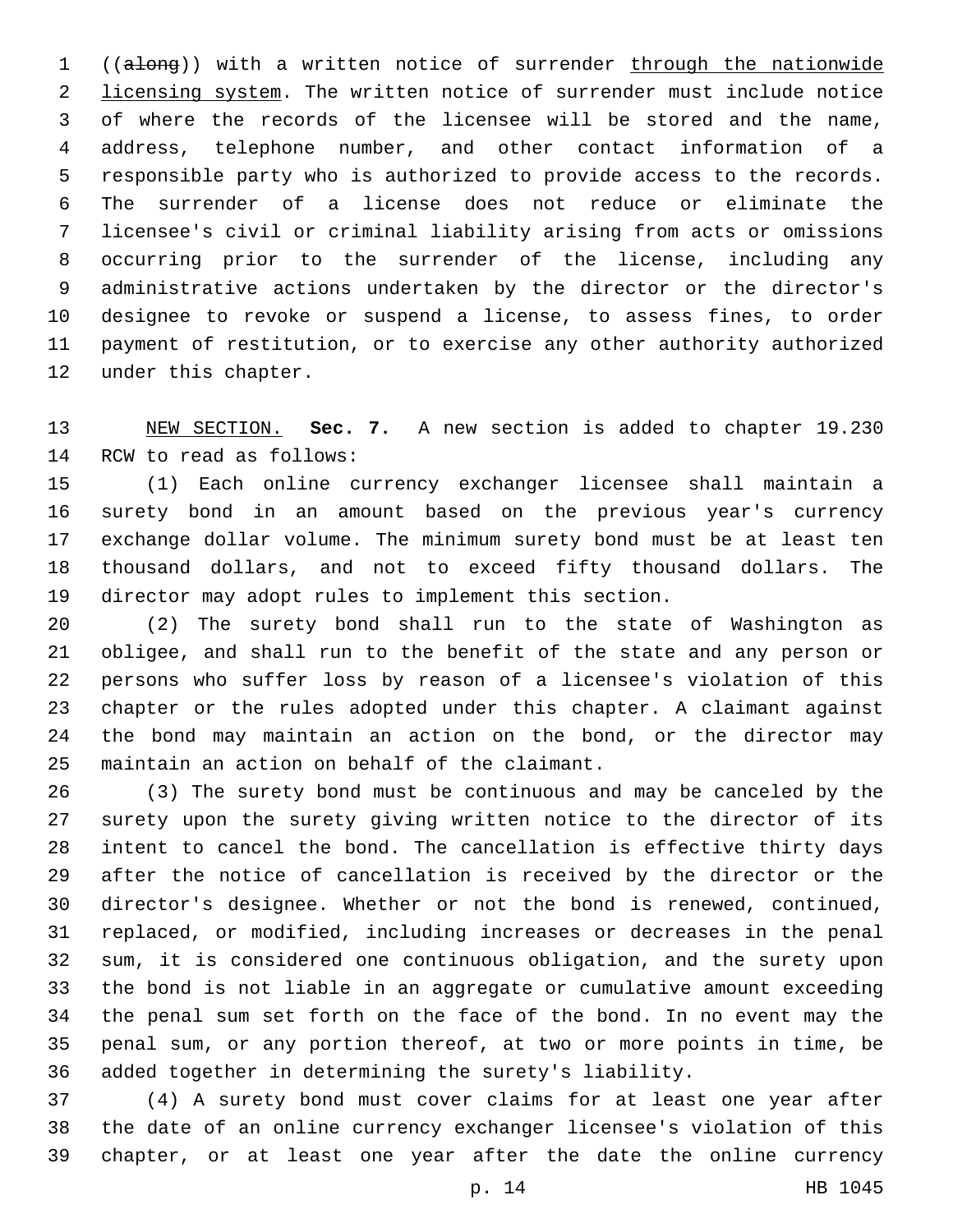((~~along~~)) with a written notice of surrender <u>through the nationwide licensing system</u>. The written notice of surrender must include notice of where the records of the licensee will be stored and the name, address, telephone number, and other contact information of a responsible party who is authorized to provide access to the records. The surrender of a license does not reduce or eliminate the licensee's civil or criminal liability arising from acts or omissions occurring prior to the surrender of the license, including any administrative actions undertaken by the director or the director's designee to revoke or suspend a license, to assess fines, to order payment of restitution, or to exercise any other authority authorized under this chapter.

<u>NEW SECTION.</u> **Sec. 7.** A new section is added to chapter 19.230 RCW to read as follows:

(1) Each online currency exchanger licensee shall maintain a surety bond in an amount based on the previous year's currency exchange dollar volume. The minimum surety bond must be at least ten thousand dollars, and not to exceed fifty thousand dollars. The director may adopt rules to implement this section.

(2) The surety bond shall run to the state of Washington as obligee, and shall run to the benefit of the state and any person or persons who suffer loss by reason of a licensee's violation of this chapter or the rules adopted under this chapter. A claimant against the bond may maintain an action on the bond, or the director may maintain an action on behalf of the claimant.

(3) The surety bond must be continuous and may be canceled by the surety upon the surety giving written notice to the director of its intent to cancel the bond. The cancellation is effective thirty days after the notice of cancellation is received by the director or the director's designee. Whether or not the bond is renewed, continued, replaced, or modified, including increases or decreases in the penal sum, it is considered one continuous obligation, and the surety upon the bond is not liable in an aggregate or cumulative amount exceeding the penal sum set forth on the face of the bond. In no event may the penal sum, or any portion thereof, at two or more points in time, be added together in determining the surety's liability.

(4) A surety bond must cover claims for at least one year after the date of an online currency exchanger licensee's violation of this chapter, or at least one year after the date the online currency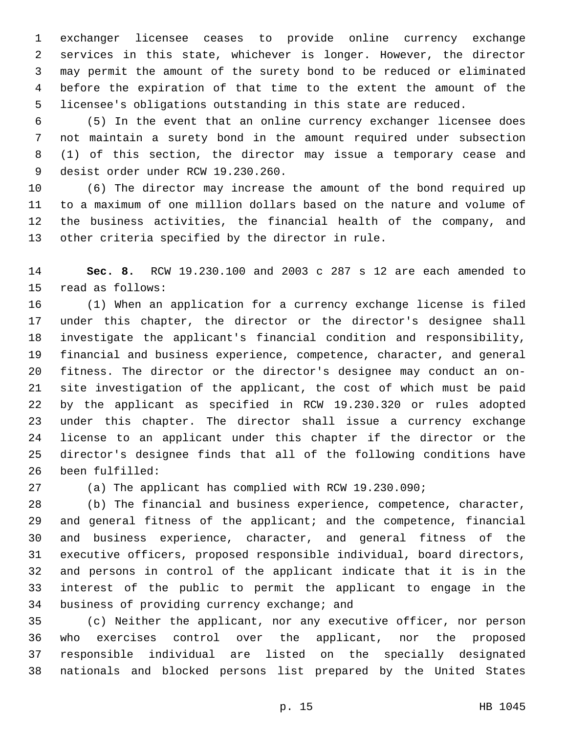exchanger licensee ceases to provide online currency exchange services in this state, whichever is longer. However, the director may permit the amount of the surety bond to be reduced or eliminated before the expiration of that time to the extent the amount of the licensee's obligations outstanding in this state are reduced.

(5) In the event that an online currency exchanger licensee does not maintain a surety bond in the amount required under subsection (1) of this section, the director may issue a temporary cease and desist order under RCW 19.230.260.

(6) The director may increase the amount of the bond required up to a maximum of one million dollars based on the nature and volume of the business activities, the financial health of the company, and other criteria specified by the director in rule.

**Sec. 8.** RCW 19.230.100 and 2003 c 287 s 12 are each amended to read as follows:

(1) When an application for a currency exchange license is filed under this chapter, the director or the director's designee shall investigate the applicant's financial condition and responsibility, financial and business experience, competence, character, and general fitness. The director or the director's designee may conduct an on-site investigation of the applicant, the cost of which must be paid by the applicant as specified in RCW 19.230.320 or rules adopted under this chapter. The director shall issue a currency exchange license to an applicant under this chapter if the director or the director's designee finds that all of the following conditions have been fulfilled:

(a) The applicant has complied with RCW 19.230.090;

(b) The financial and business experience, competence, character, and general fitness of the applicant; and the competence, financial and business experience, character, and general fitness of the executive officers, proposed responsible individual, board directors, and persons in control of the applicant indicate that it is in the interest of the public to permit the applicant to engage in the business of providing currency exchange; and

(c) Neither the applicant, nor any executive officer, nor person who exercises control over the applicant, nor the proposed responsible individual are listed on the specially designated nationals and blocked persons list prepared by the United States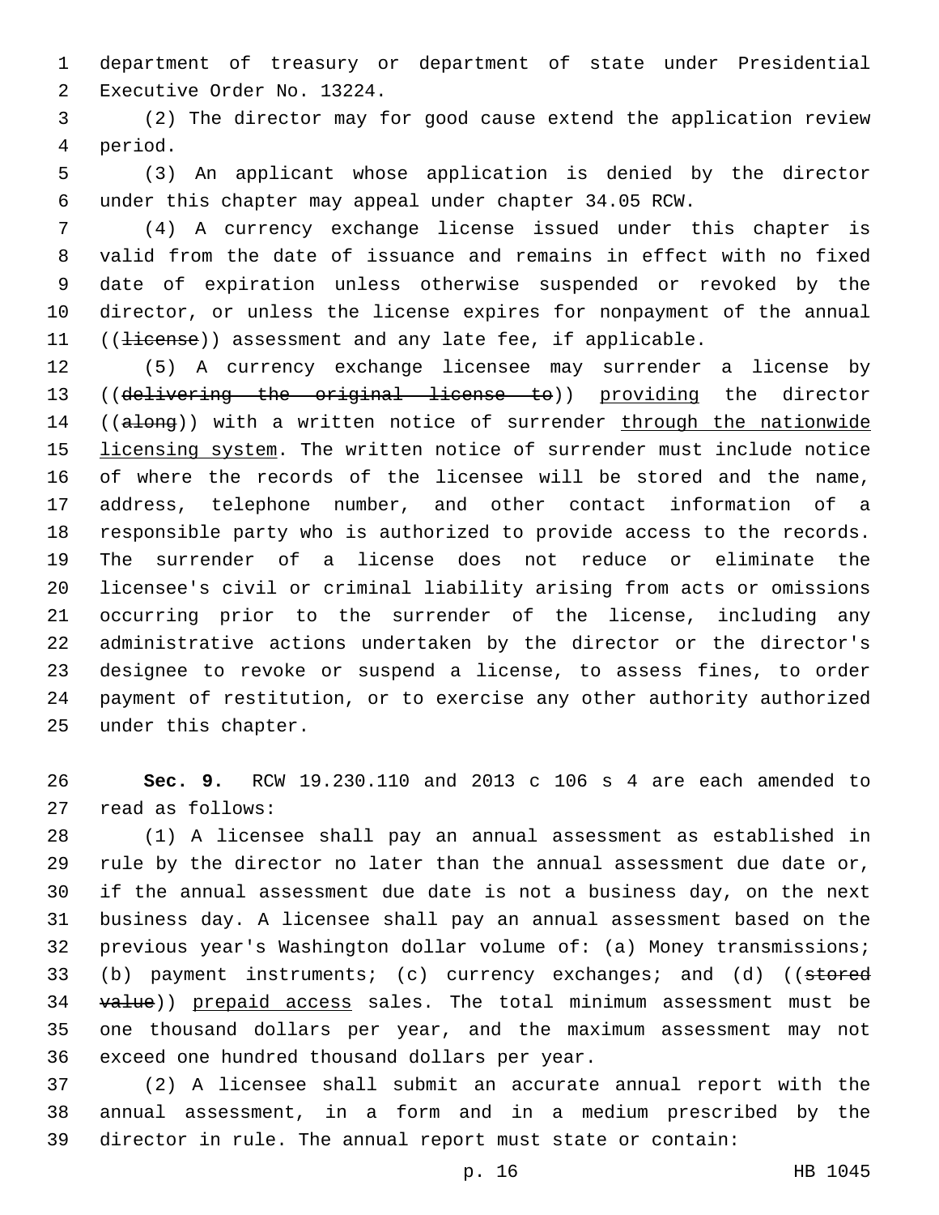department of treasury or department of state under Presidential Executive Order No. 13224.

(2) The director may for good cause extend the application review period.

(3) An applicant whose application is denied by the director under this chapter may appeal under chapter 34.05 RCW.

(4) A currency exchange license issued under this chapter is valid from the date of issuance and remains in effect with no fixed date of expiration unless otherwise suspended or revoked by the director, or unless the license expires for nonpayment of the annual ((~~license~~)) assessment and any late fee, if applicable.

(5) A currency exchange licensee may surrender a license by ((~~delivering the original license to~~)) <u>providing</u> the director ((~~along~~)) with a written notice of surrender <u>through the nationwide licensing system</u>. The written notice of surrender must include notice of where the records of the licensee will be stored and the name, address, telephone number, and other contact information of a responsible party who is authorized to provide access to the records. The surrender of a license does not reduce or eliminate the licensee's civil or criminal liability arising from acts or omissions occurring prior to the surrender of the license, including any administrative actions undertaken by the director or the director's designee to revoke or suspend a license, to assess fines, to order payment of restitution, or to exercise any other authority authorized under this chapter.

**Sec. 9.** RCW 19.230.110 and 2013 c 106 s 4 are each amended to read as follows:

(1) A licensee shall pay an annual assessment as established in rule by the director no later than the annual assessment due date or, if the annual assessment due date is not a business day, on the next business day. A licensee shall pay an annual assessment based on the previous year's Washington dollar volume of: (a) Money transmissions; (b) payment instruments; (c) currency exchanges; and (d) ((~~stored value~~)) <u>prepaid access</u> sales. The total minimum assessment must be one thousand dollars per year, and the maximum assessment may not exceed one hundred thousand dollars per year.

(2) A licensee shall submit an accurate annual report with the annual assessment, in a form and in a medium prescribed by the director in rule. The annual report must state or contain: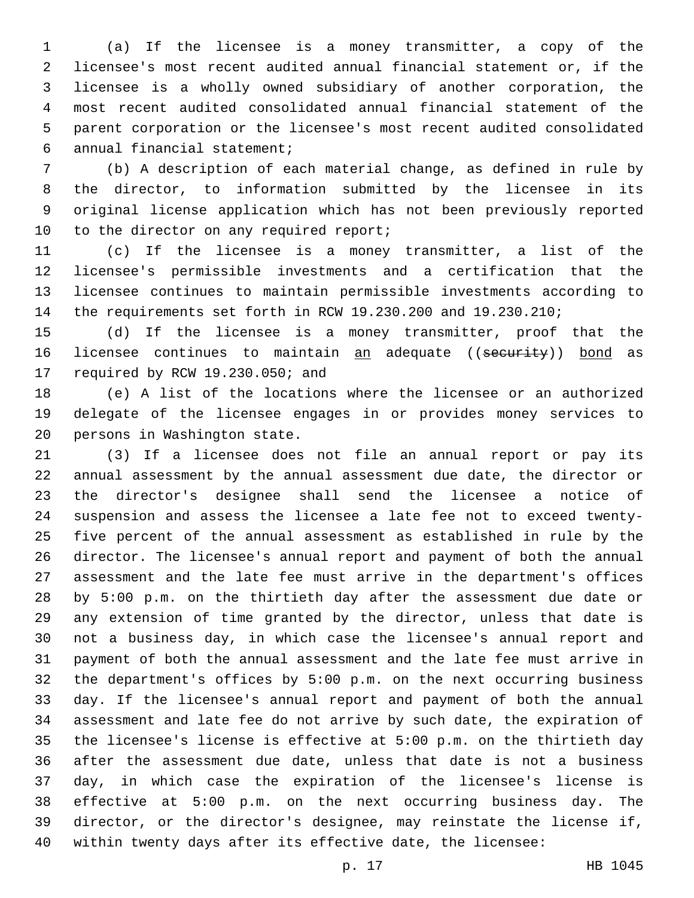(a) If the licensee is a money transmitter, a copy of the licensee's most recent audited annual financial statement or, if the licensee is a wholly owned subsidiary of another corporation, the most recent audited consolidated annual financial statement of the parent corporation or the licensee's most recent audited consolidated annual financial statement;

(b) A description of each material change, as defined in rule by the director, to information submitted by the licensee in its original license application which has not been previously reported to the director on any required report;

(c) If the licensee is a money transmitter, a list of the licensee's permissible investments and a certification that the licensee continues to maintain permissible investments according to the requirements set forth in RCW 19.230.200 and 19.230.210;

(d) If the licensee is a money transmitter, proof that the licensee continues to maintain an adequate ((~~security~~)) bond as required by RCW 19.230.050; and

(e) A list of the locations where the licensee or an authorized delegate of the licensee engages in or provides money services to persons in Washington state.

(3) If a licensee does not file an annual report or pay its annual assessment by the annual assessment due date, the director or the director's designee shall send the licensee a notice of suspension and assess the licensee a late fee not to exceed twenty-five percent of the annual assessment as established in rule by the director. The licensee's annual report and payment of both the annual assessment and the late fee must arrive in the department's offices by 5:00 p.m. on the thirtieth day after the assessment due date or any extension of time granted by the director, unless that date is not a business day, in which case the licensee's annual report and payment of both the annual assessment and the late fee must arrive in the department's offices by 5:00 p.m. on the next occurring business day. If the licensee's annual report and payment of both the annual assessment and late fee do not arrive by such date, the expiration of the licensee's license is effective at 5:00 p.m. on the thirtieth day after the assessment due date, unless that date is not a business day, in which case the expiration of the licensee's license is effective at 5:00 p.m. on the next occurring business day. The director, or the director's designee, may reinstate the license if, within twenty days after its effective date, the licensee: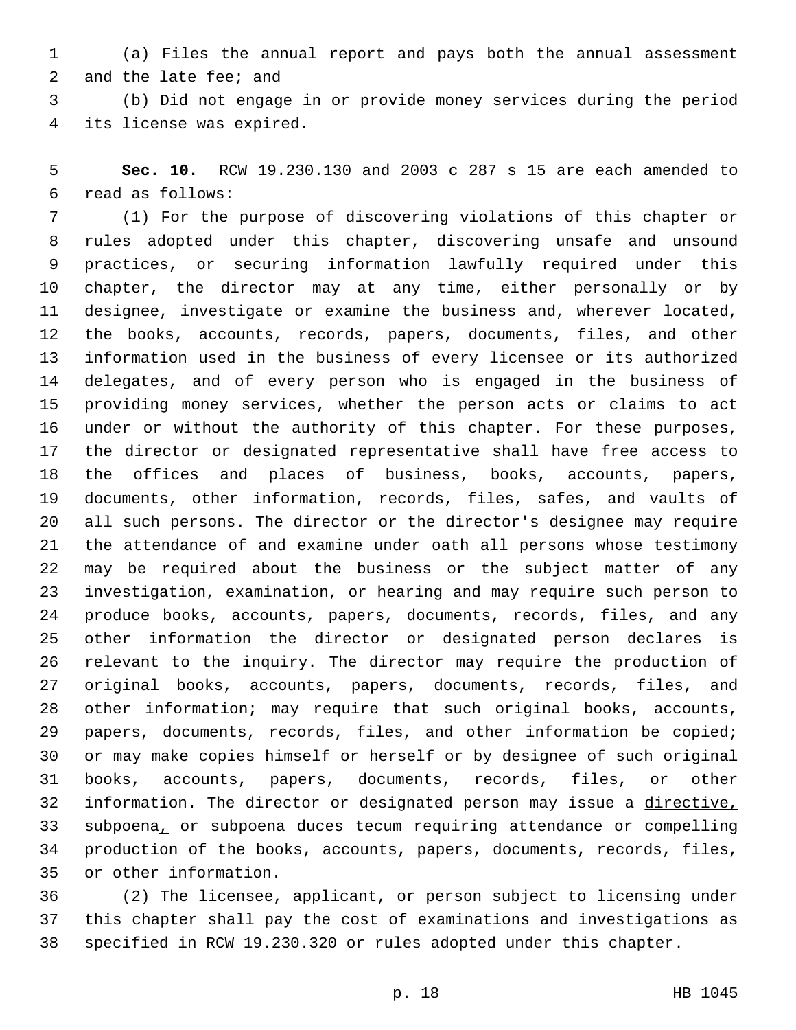(a) Files the annual report and pays both the annual assessment and the late fee; and

(b) Did not engage in or provide money services during the period its license was expired.

**Sec. 10.** RCW 19.230.130 and 2003 c 287 s 15 are each amended to read as follows:

(1) For the purpose of discovering violations of this chapter or rules adopted under this chapter, discovering unsafe and unsound practices, or securing information lawfully required under this chapter, the director may at any time, either personally or by designee, investigate or examine the business and, wherever located, the books, accounts, records, papers, documents, files, and other information used in the business of every licensee or its authorized delegates, and of every person who is engaged in the business of providing money services, whether the person acts or claims to act under or without the authority of this chapter. For these purposes, the director or designated representative shall have free access to the offices and places of business, books, accounts, papers, documents, other information, records, files, safes, and vaults of all such persons. The director or the director's designee may require the attendance of and examine under oath all persons whose testimony may be required about the business or the subject matter of any investigation, examination, or hearing and may require such person to produce books, accounts, papers, documents, records, files, and any other information the director or designated person declares is relevant to the inquiry. The director may require the production of original books, accounts, papers, documents, records, files, and other information; may require that such original books, accounts, papers, documents, records, files, and other information be copied; or may make copies himself or herself or by designee of such original books, accounts, papers, documents, records, files, or other information. The director or designated person may issue a <u>directive,</u> subpoena<u>,</u> or subpoena duces tecum requiring attendance or compelling production of the books, accounts, papers, documents, records, files, or other information.

(2) The licensee, applicant, or person subject to licensing under this chapter shall pay the cost of examinations and investigations as specified in RCW 19.230.320 or rules adopted under this chapter.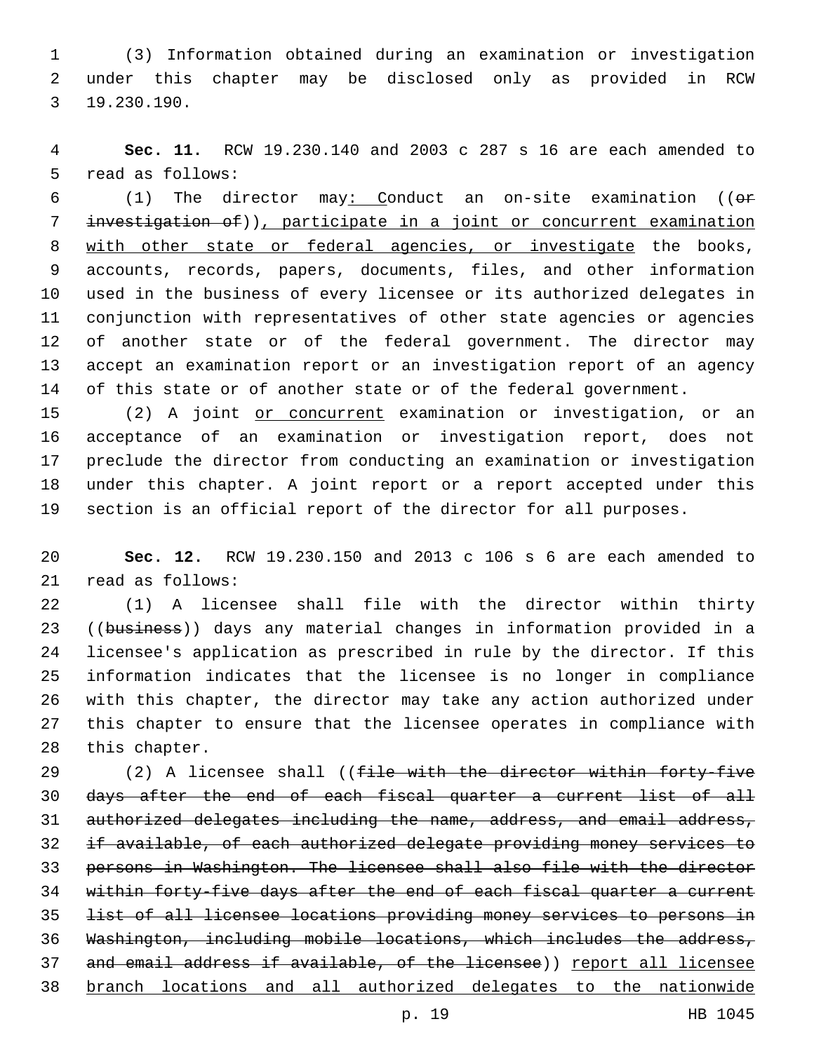(3) Information obtained during an examination or investigation under this chapter may be disclosed only as provided in RCW 19.230.190.

**Sec. 11.** RCW 19.230.140 and 2003 c 287 s 16 are each amended to read as follows:

(1) The director may: Conduct an on-site examination ((~~or investigation of~~)), participate in a joint or concurrent examination with other state or federal agencies, or investigate the books, accounts, records, papers, documents, files, and other information used in the business of every licensee or its authorized delegates in conjunction with representatives of other state agencies or agencies of another state or of the federal government. The director may accept an examination report or an investigation report of an agency of this state or of another state or of the federal government.

(2) A joint or concurrent examination or investigation, or an acceptance of an examination or investigation report, does not preclude the director from conducting an examination or investigation under this chapter. A joint report or a report accepted under this section is an official report of the director for all purposes.

**Sec. 12.** RCW 19.230.150 and 2013 c 106 s 6 are each amended to read as follows:

(1) A licensee shall file with the director within thirty ((~~business~~)) days any material changes in information provided in a licensee's application as prescribed in rule by the director. If this information indicates that the licensee is no longer in compliance with this chapter, the director may take any action authorized under this chapter to ensure that the licensee operates in compliance with this chapter.

(2) A licensee shall ((~~file with the director within forty-five days after the end of each fiscal quarter a current list of all authorized delegates including the name, address, and email address, if available, of each authorized delegate providing money services to persons in Washington. The licensee shall also file with the director within forty-five days after the end of each fiscal quarter a current list of all licensee locations providing money services to persons in Washington, including mobile locations, which includes the address, and email address if available, of the licensee~~)) report all licensee branch locations and all authorized delegates to the nationwide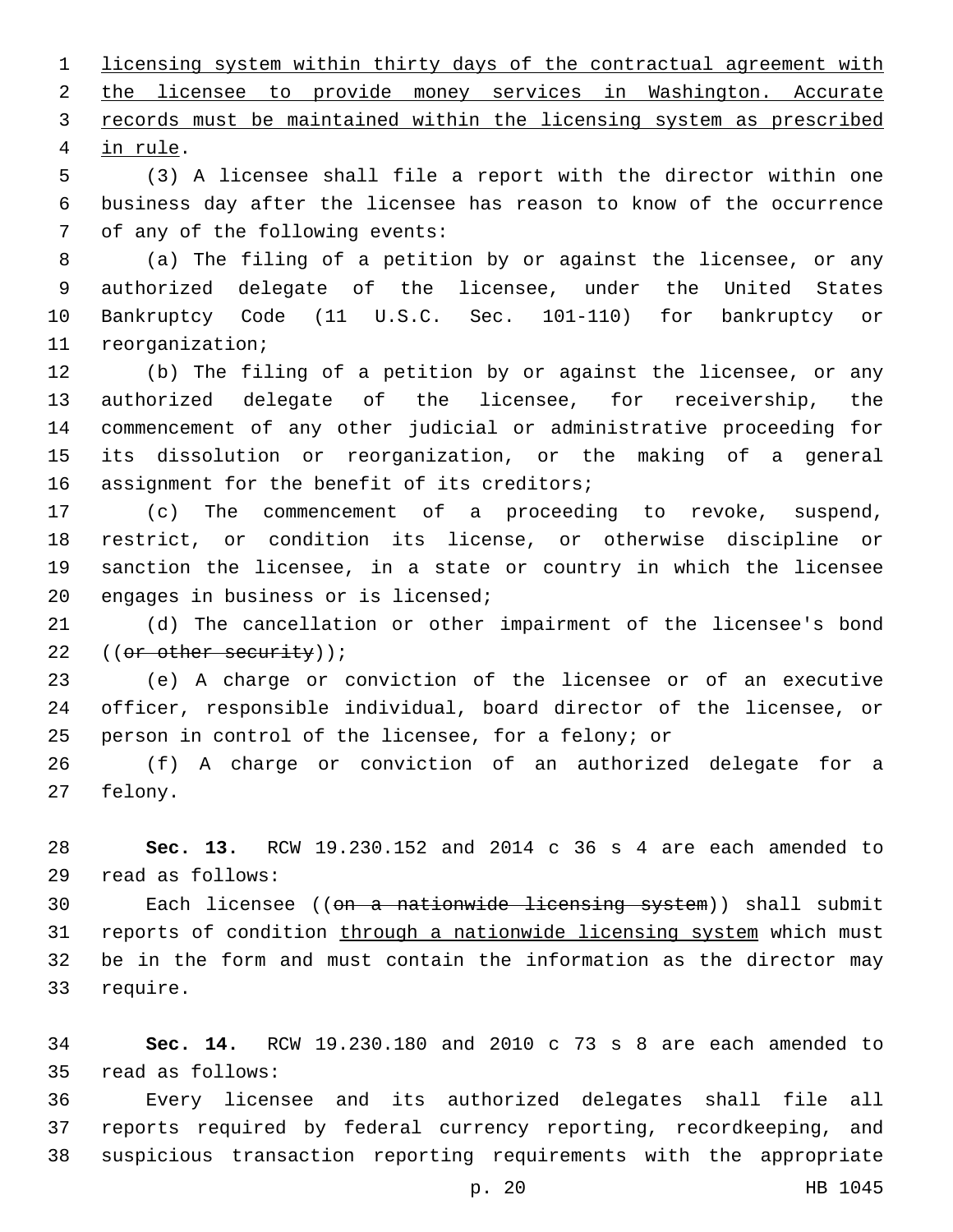licensing system within thirty days of the contractual agreement with the licensee to provide money services in Washington. Accurate records must be maintained within the licensing system as prescribed in rule.

(3) A licensee shall file a report with the director within one business day after the licensee has reason to know of the occurrence of any of the following events:

(a) The filing of a petition by or against the licensee, or any authorized delegate of the licensee, under the United States Bankruptcy Code (11 U.S.C. Sec. 101-110) for bankruptcy or reorganization;

(b) The filing of a petition by or against the licensee, or any authorized delegate of the licensee, for receivership, the commencement of any other judicial or administrative proceeding for its dissolution or reorganization, or the making of a general assignment for the benefit of its creditors;

(c) The commencement of a proceeding to revoke, suspend, restrict, or condition its license, or otherwise discipline or sanction the licensee, in a state or country in which the licensee engages in business or is licensed;

(d) The cancellation or other impairment of the licensee's bond ((~~or other security~~));

(e) A charge or conviction of the licensee or of an executive officer, responsible individual, board director of the licensee, or person in control of the licensee, for a felony; or

(f) A charge or conviction of an authorized delegate for a felony.

**Sec. 13.** RCW 19.230.152 and 2014 c 36 s 4 are each amended to read as follows:

Each licensee ((~~on a nationwide licensing system~~)) shall submit reports of condition through a nationwide licensing system which must be in the form and must contain the information as the director may require.

**Sec. 14.** RCW 19.230.180 and 2010 c 73 s 8 are each amended to read as follows:

Every licensee and its authorized delegates shall file all reports required by federal currency reporting, recordkeeping, and suspicious transaction reporting requirements with the appropriate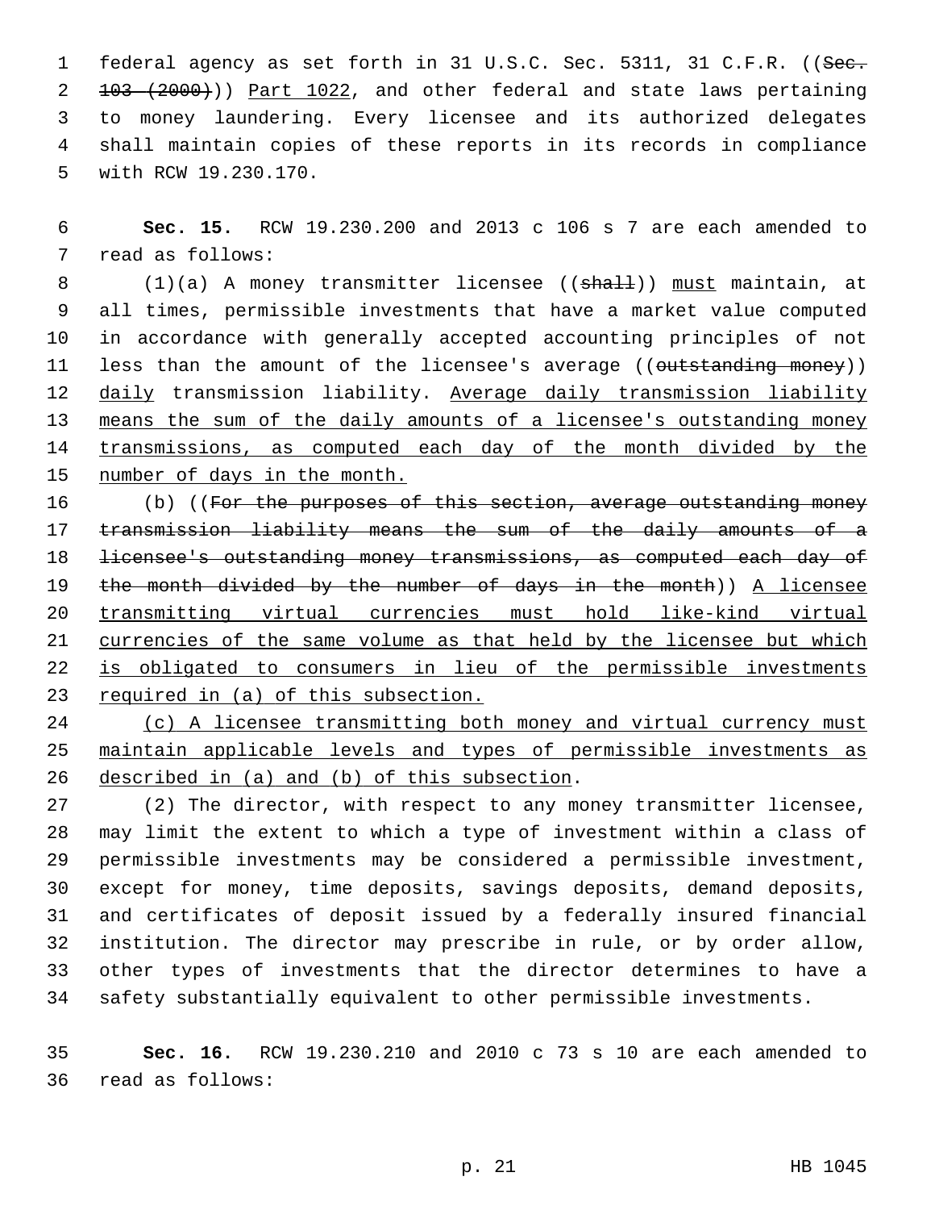federal agency as set forth in 31 U.S.C. Sec. 5311, 31 C.F.R. ((~~Sec. 103 (2000)~~)) <u>Part 1022</u>, and other federal and state laws pertaining to money laundering. Every licensee and its authorized delegates shall maintain copies of these reports in its records in compliance with RCW 19.230.170.

**Sec. 15.** RCW 19.230.200 and 2013 c 106 s 7 are each amended to read as follows:

(1)(a) A money transmitter licensee ((~~shall~~)) <u>must</u> maintain, at all times, permissible investments that have a market value computed in accordance with generally accepted accounting principles of not less than the amount of the licensee's average ((~~outstanding money~~)) <u>daily</u> transmission liability. <u>Average daily transmission liability means the sum of the daily amounts of a licensee's outstanding money transmissions, as computed each day of the month divided by the number of days in the month.</u>

(b) ((~~For the purposes of this section, average outstanding money transmission liability means the sum of the daily amounts of a licensee's outstanding money transmissions, as computed each day of the month divided by the number of days in the month~~)) <u>A licensee transmitting virtual currencies must hold like-kind virtual currencies of the same volume as that held by the licensee but which is obligated to consumers in lieu of the permissible investments required in (a) of this subsection.</u>

<u>(c) A licensee transmitting both money and virtual currency must maintain applicable levels and types of permissible investments as described in (a) and (b) of this subsection</u>.

(2) The director, with respect to any money transmitter licensee, may limit the extent to which a type of investment within a class of permissible investments may be considered a permissible investment, except for money, time deposits, savings deposits, demand deposits, and certificates of deposit issued by a federally insured financial institution. The director may prescribe in rule, or by order allow, other types of investments that the director determines to have a safety substantially equivalent to other permissible investments.

**Sec. 16.** RCW 19.230.210 and 2010 c 73 s 10 are each amended to read as follows: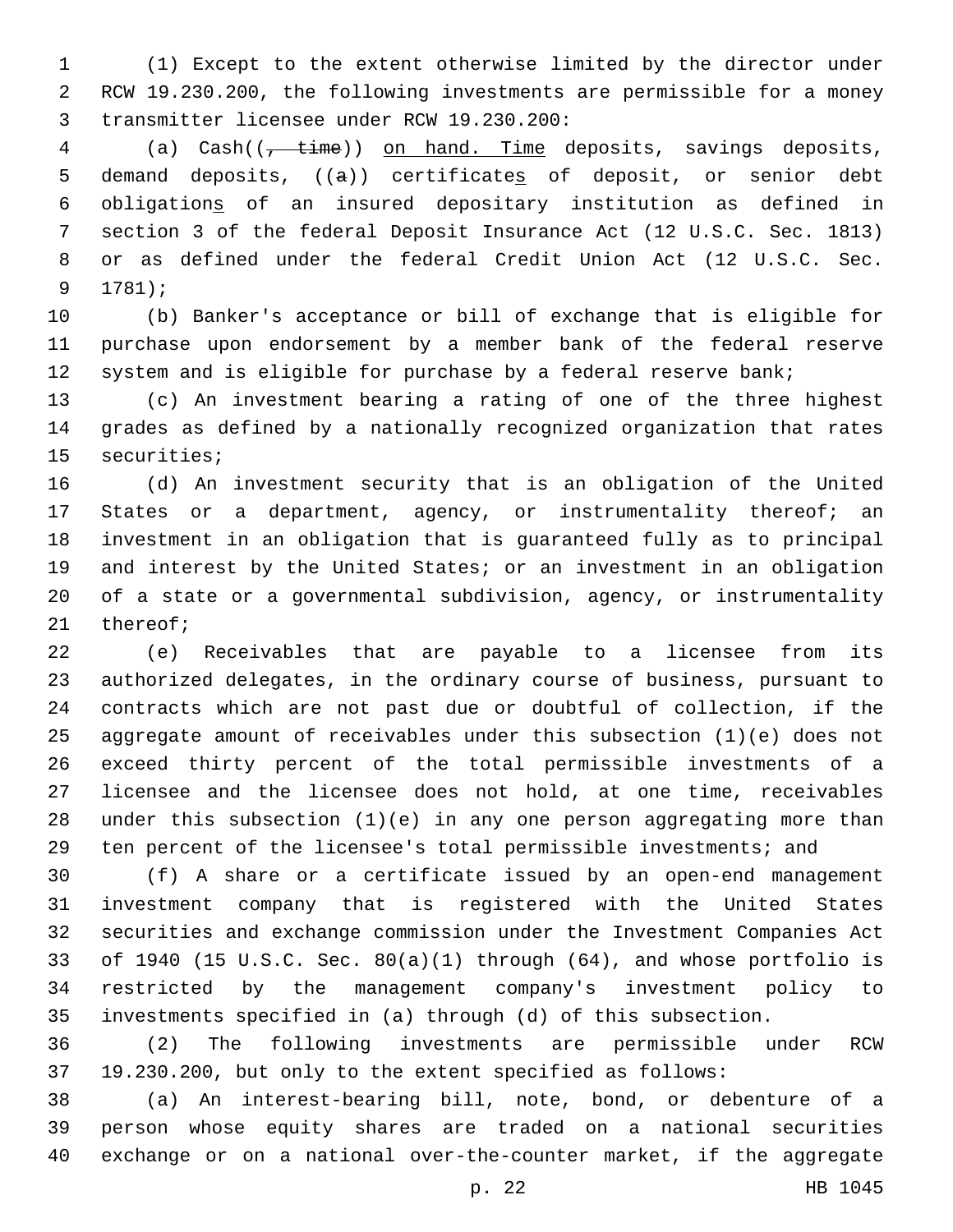(1) Except to the extent otherwise limited by the director under RCW 19.230.200, the following investments are permissible for a money transmitter licensee under RCW 19.230.200:

(a) Cash((~~, time~~)) <u>on hand. Time</u> deposits, savings deposits, demand deposits, ((~~a~~)) certificate<u>s</u> of deposit, or senior debt obligation<u>s</u> of an insured depositary institution as defined in section 3 of the federal Deposit Insurance Act (12 U.S.C. Sec. 1813) or as defined under the federal Credit Union Act (12 U.S.C. Sec. 1781);

(b) Banker's acceptance or bill of exchange that is eligible for purchase upon endorsement by a member bank of the federal reserve system and is eligible for purchase by a federal reserve bank;

(c) An investment bearing a rating of one of the three highest grades as defined by a nationally recognized organization that rates securities;

(d) An investment security that is an obligation of the United States or a department, agency, or instrumentality thereof; an investment in an obligation that is guaranteed fully as to principal and interest by the United States; or an investment in an obligation of a state or a governmental subdivision, agency, or instrumentality thereof;

(e) Receivables that are payable to a licensee from its authorized delegates, in the ordinary course of business, pursuant to contracts which are not past due or doubtful of collection, if the aggregate amount of receivables under this subsection (1)(e) does not exceed thirty percent of the total permissible investments of a licensee and the licensee does not hold, at one time, receivables under this subsection (1)(e) in any one person aggregating more than ten percent of the licensee's total permissible investments; and

(f) A share or a certificate issued by an open-end management investment company that is registered with the United States securities and exchange commission under the Investment Companies Act of 1940 (15 U.S.C. Sec. 80(a)(1) through (64), and whose portfolio is restricted by the management company's investment policy to investments specified in (a) through (d) of this subsection.

(2) The following investments are permissible under RCW 19.230.200, but only to the extent specified as follows:

(a) An interest-bearing bill, note, bond, or debenture of a person whose equity shares are traded on a national securities exchange or on a national over-the-counter market, if the aggregate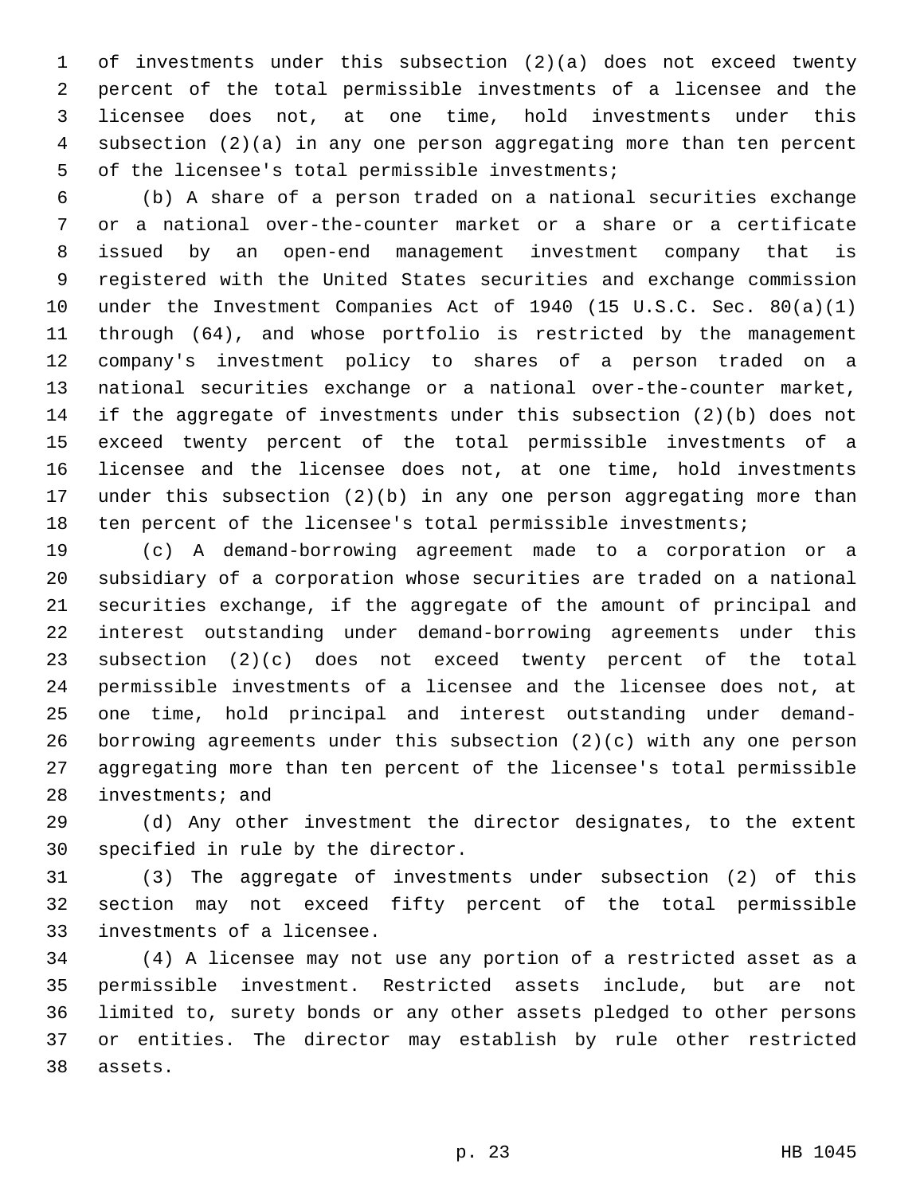of investments under this subsection (2)(a) does not exceed twenty percent of the total permissible investments of a licensee and the licensee does not, at one time, hold investments under this subsection (2)(a) in any one person aggregating more than ten percent of the licensee's total permissible investments;

(b) A share of a person traded on a national securities exchange or a national over-the-counter market or a share or a certificate issued by an open-end management investment company that is registered with the United States securities and exchange commission under the Investment Companies Act of 1940 (15 U.S.C. Sec. 80(a)(1) through (64), and whose portfolio is restricted by the management company's investment policy to shares of a person traded on a national securities exchange or a national over-the-counter market, if the aggregate of investments under this subsection (2)(b) does not exceed twenty percent of the total permissible investments of a licensee and the licensee does not, at one time, hold investments under this subsection (2)(b) in any one person aggregating more than ten percent of the licensee's total permissible investments;

(c) A demand-borrowing agreement made to a corporation or a subsidiary of a corporation whose securities are traded on a national securities exchange, if the aggregate of the amount of principal and interest outstanding under demand-borrowing agreements under this subsection (2)(c) does not exceed twenty percent of the total permissible investments of a licensee and the licensee does not, at one time, hold principal and interest outstanding under demand-borrowing agreements under this subsection (2)(c) with any one person aggregating more than ten percent of the licensee's total permissible investments; and

(d) Any other investment the director designates, to the extent specified in rule by the director.

(3) The aggregate of investments under subsection (2) of this section may not exceed fifty percent of the total permissible investments of a licensee.

(4) A licensee may not use any portion of a restricted asset as a permissible investment. Restricted assets include, but are not limited to, surety bonds or any other assets pledged to other persons or entities. The director may establish by rule other restricted assets.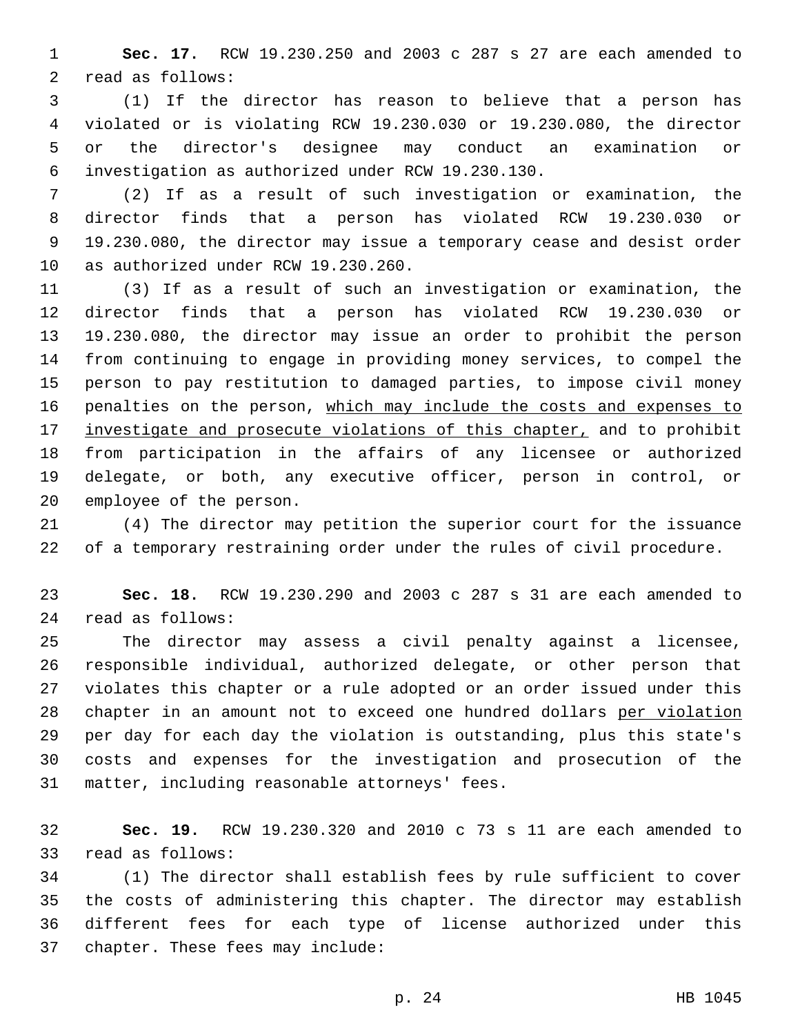**Sec. 17.** RCW 19.230.250 and 2003 c 287 s 27 are each amended to read as follows:

(1) If the director has reason to believe that a person has violated or is violating RCW 19.230.030 or 19.230.080, the director or the director's designee may conduct an examination or investigation as authorized under RCW 19.230.130.

(2) If as a result of such investigation or examination, the director finds that a person has violated RCW 19.230.030 or 19.230.080, the director may issue a temporary cease and desist order as authorized under RCW 19.230.260.

(3) If as a result of such an investigation or examination, the director finds that a person has violated RCW 19.230.030 or 19.230.080, the director may issue an order to prohibit the person from continuing to engage in providing money services, to compel the person to pay restitution to damaged parties, to impose civil money penalties on the person, <u>which may include the costs and expenses to investigate and prosecute violations of this chapter,</u> and to prohibit from participation in the affairs of any licensee or authorized delegate, or both, any executive officer, person in control, or employee of the person.

(4) The director may petition the superior court for the issuance of a temporary restraining order under the rules of civil procedure.

**Sec. 18.** RCW 19.230.290 and 2003 c 287 s 31 are each amended to read as follows:

The director may assess a civil penalty against a licensee, responsible individual, authorized delegate, or other person that violates this chapter or a rule adopted or an order issued under this chapter in an amount not to exceed one hundred dollars <u>per violation</u> per day for each day the violation is outstanding, plus this state's costs and expenses for the investigation and prosecution of the matter, including reasonable attorneys' fees.

**Sec. 19.** RCW 19.230.320 and 2010 c 73 s 11 are each amended to read as follows:

(1) The director shall establish fees by rule sufficient to cover the costs of administering this chapter. The director may establish different fees for each type of license authorized under this chapter. These fees may include: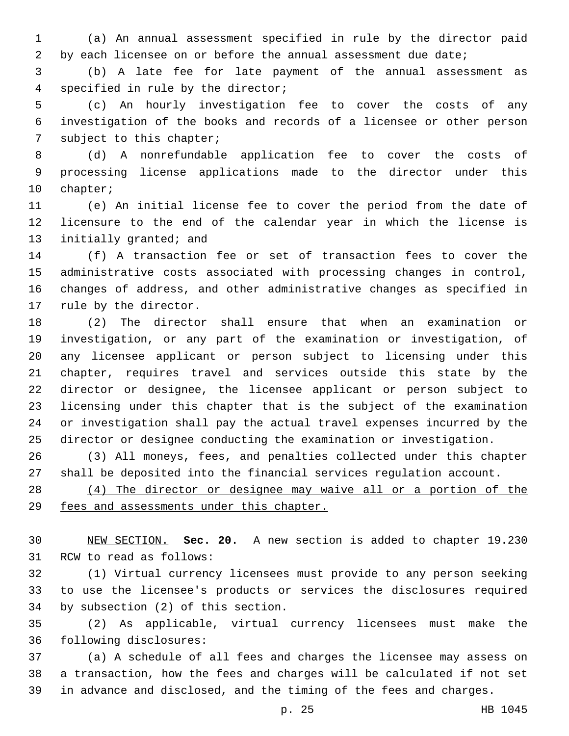(a) An annual assessment specified in rule by the director paid by each licensee on or before the annual assessment due date;

(b) A late fee for late payment of the annual assessment as specified in rule by the director;

(c) An hourly investigation fee to cover the costs of any investigation of the books and records of a licensee or other person subject to this chapter;

(d) A nonrefundable application fee to cover the costs of processing license applications made to the director under this chapter;

(e) An initial license fee to cover the period from the date of licensure to the end of the calendar year in which the license is initially granted; and

(f) A transaction fee or set of transaction fees to cover the administrative costs associated with processing changes in control, changes of address, and other administrative changes as specified in rule by the director.

(2) The director shall ensure that when an examination or investigation, or any part of the examination or investigation, of any licensee applicant or person subject to licensing under this chapter, requires travel and services outside this state by the director or designee, the licensee applicant or person subject to licensing under this chapter that is the subject of the examination or investigation shall pay the actual travel expenses incurred by the director or designee conducting the examination or investigation.

(3) All moneys, fees, and penalties collected under this chapter shall be deposited into the financial services regulation account.

<u>(4) The director or designee may waive all or a portion of the fees and assessments under this chapter.</u>

<u>NEW SECTION.</u> **Sec. 20.** A new section is added to chapter 19.230 RCW to read as follows:

(1) Virtual currency licensees must provide to any person seeking to use the licensee's products or services the disclosures required by subsection (2) of this section.

(2) As applicable, virtual currency licensees must make the following disclosures:

(a) A schedule of all fees and charges the licensee may assess on a transaction, how the fees and charges will be calculated if not set in advance and disclosed, and the timing of the fees and charges.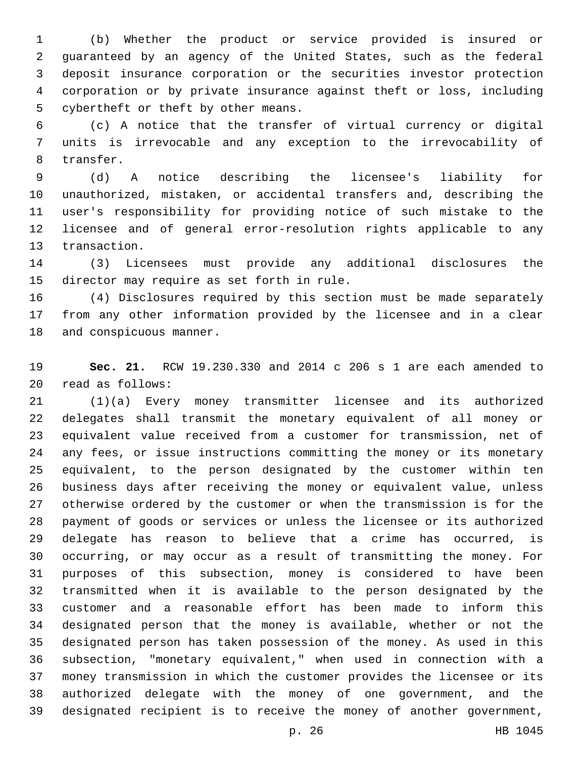(b) Whether the product or service provided is insured or guaranteed by an agency of the United States, such as the federal deposit insurance corporation or the securities investor protection corporation or by private insurance against theft or loss, including cybertheft or theft by other means.

(c) A notice that the transfer of virtual currency or digital units is irrevocable and any exception to the irrevocability of transfer.

(d) A notice describing the licensee's liability for unauthorized, mistaken, or accidental transfers and, describing the user's responsibility for providing notice of such mistake to the licensee and of general error-resolution rights applicable to any transaction.

(3) Licensees must provide any additional disclosures the director may require as set forth in rule.

(4) Disclosures required by this section must be made separately from any other information provided by the licensee and in a clear and conspicuous manner.

**Sec. 21.** RCW 19.230.330 and 2014 c 206 s 1 are each amended to read as follows:

(1)(a) Every money transmitter licensee and its authorized delegates shall transmit the monetary equivalent of all money or equivalent value received from a customer for transmission, net of any fees, or issue instructions committing the money or its monetary equivalent, to the person designated by the customer within ten business days after receiving the money or equivalent value, unless otherwise ordered by the customer or when the transmission is for the payment of goods or services or unless the licensee or its authorized delegate has reason to believe that a crime has occurred, is occurring, or may occur as a result of transmitting the money. For purposes of this subsection, money is considered to have been transmitted when it is available to the person designated by the customer and a reasonable effort has been made to inform this designated person that the money is available, whether or not the designated person has taken possession of the money. As used in this subsection, "monetary equivalent," when used in connection with a money transmission in which the customer provides the licensee or its authorized delegate with the money of one government, and the designated recipient is to receive the money of another government,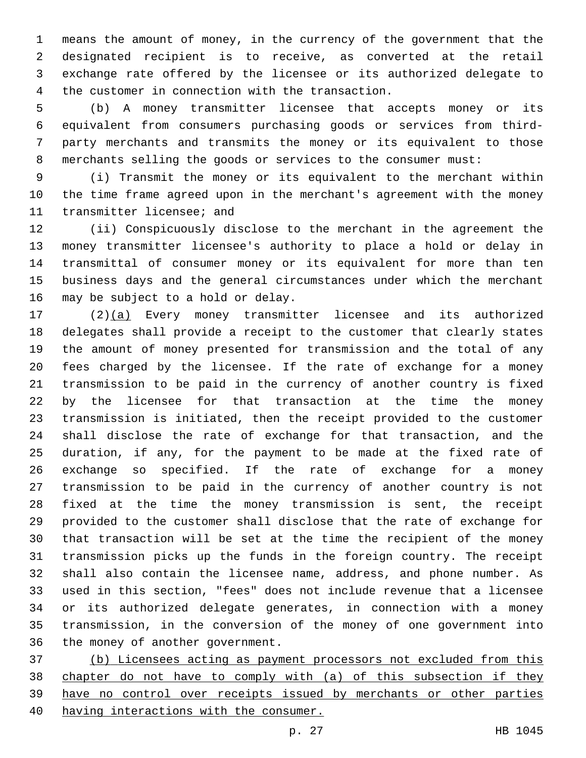means the amount of money, in the currency of the government that the designated recipient is to receive, as converted at the retail exchange rate offered by the licensee or its authorized delegate to the customer in connection with the transaction.

(b) A money transmitter licensee that accepts money or its equivalent from consumers purchasing goods or services from third-party merchants and transmits the money or its equivalent to those merchants selling the goods or services to the consumer must:

(i) Transmit the money or its equivalent to the merchant within the time frame agreed upon in the merchant's agreement with the money transmitter licensee; and

(ii) Conspicuously disclose to the merchant in the agreement the money transmitter licensee's authority to place a hold or delay in transmittal of consumer money or its equivalent for more than ten business days and the general circumstances under which the merchant may be subject to a hold or delay.

(2)<u>(a)</u> Every money transmitter licensee and its authorized delegates shall provide a receipt to the customer that clearly states the amount of money presented for transmission and the total of any fees charged by the licensee. If the rate of exchange for a money transmission to be paid in the currency of another country is fixed by the licensee for that transaction at the time the money transmission is initiated, then the receipt provided to the customer shall disclose the rate of exchange for that transaction, and the duration, if any, for the payment to be made at the fixed rate of exchange so specified. If the rate of exchange for a money transmission to be paid in the currency of another country is not fixed at the time the money transmission is sent, the receipt provided to the customer shall disclose that the rate of exchange for that transaction will be set at the time the recipient of the money transmission picks up the funds in the foreign country. The receipt shall also contain the licensee name, address, and phone number. As used in this section, "fees" does not include revenue that a licensee or its authorized delegate generates, in connection with a money transmission, in the conversion of the money of one government into the money of another government.

<u>(b) Licensees acting as payment processors not excluded from this chapter do not have to comply with (a) of this subsection if they have no control over receipts issued by merchants or other parties having interactions with the consumer.</u>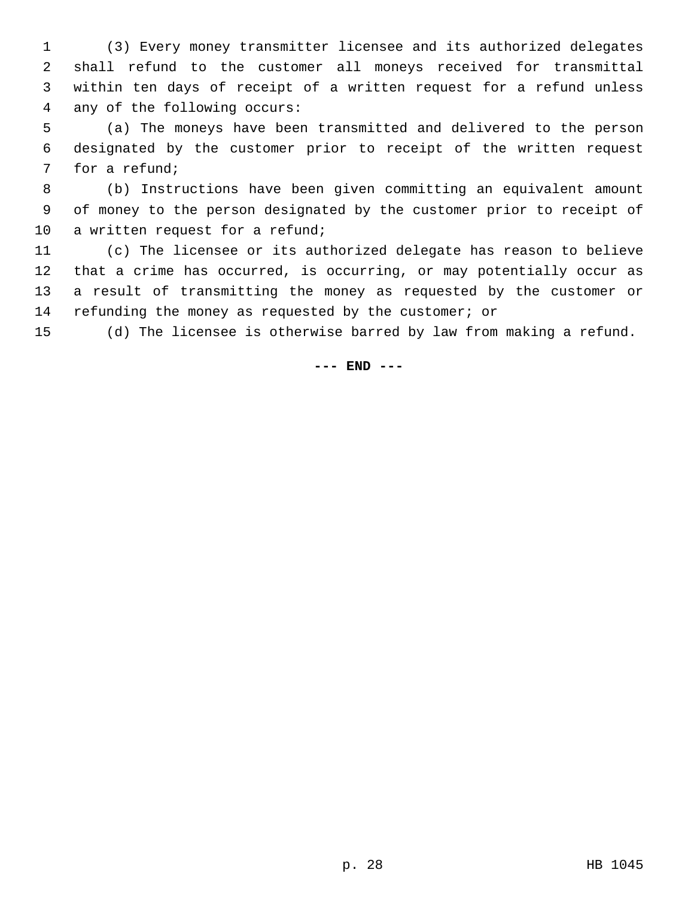(3) Every money transmitter licensee and its authorized delegates shall refund to the customer all moneys received for transmittal within ten days of receipt of a written request for a refund unless any of the following occurs:

(a) The moneys have been transmitted and delivered to the person designated by the customer prior to receipt of the written request for a refund;

(b) Instructions have been given committing an equivalent amount of money to the person designated by the customer prior to receipt of a written request for a refund;

(c) The licensee or its authorized delegate has reason to believe that a crime has occurred, is occurring, or may potentially occur as a result of transmitting the money as requested by the customer or refunding the money as requested by the customer; or

(d) The licensee is otherwise barred by law from making a refund.

**--- END ---**